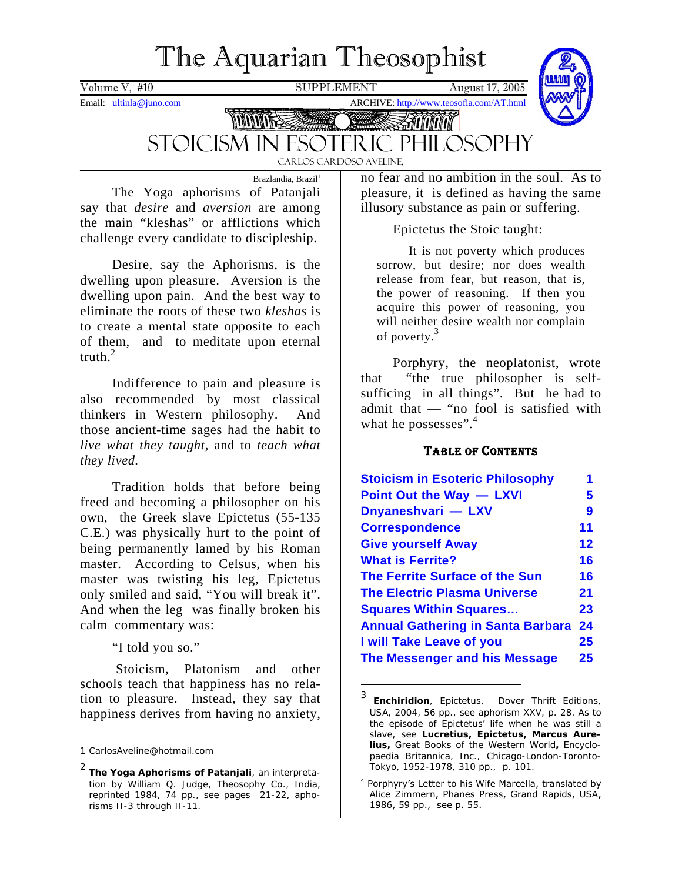# The Aquarian Theosophist

Volume V, #10 SUPPLEMENT August 17, 2005

Email: ultinla@juno.com ARCHIVE: http://www.teosofia.com/AT.html

## STOICISM IN ESOTERIC PHILOSOPHY

CARLOS CARDOSO AVELINE,

Brazlandia, Brazil[1]

The Yoga aphorisms of Patanjali say that *desire* and *aversion* are among the main "kleshas" or afflictions which challenge every candidate to discipleship.

Desire, say the Aphorisms, is the dwelling upon pleasure. Aversion is the dwelling upon pain. And the best way to eliminate the roots of these two *kleshas* is to create a mental state opposite to each of them, and to meditate upon eternal truth.[2]

Indifference to pain and pleasure is also recommended by most classical thinkers in Western philosophy. And those ancient-time sages had the habit to *live what they taught*, and to *teach what they lived.*

Tradition holds that before being freed and becoming a philosopher on his own, the Greek slave Epictetus (55-135 C.E.) was physically hurt to the point of being permanently lamed by his Roman master. According to Celsus, when his master was twisting his leg, Epictetus only smiled and said, "You will break it". And when the leg was finally broken his calm commentary was:

"I told you so."

Stoicism, Platonism and other schools teach that happiness has no relation to pleasure. Instead, they say that happiness derives from having no anxiety, no fear and no ambition in the soul. As to pleasure, it is defined as having the same illusory substance as pain or suffering.

Epictetus the Stoic taught:

> It is not poverty which produces sorrow, but desire; nor does wealth release from fear, but reason, that is, the power of reasoning. If then you acquire this power of reasoning, you will neither desire wealth nor complain of poverty.[3]

Porphyry, the neoplatonist, wrote that "the true philosopher is self-sufficing in all things". But he had to admit that — "no fool is satisfied with what he possesses".[4]

### Table of Contents

| | |
|---|---|
| Stoicism in Esoteric Philosophy | 1 |
| Point Out the Way — LXVI | 5 |
| Dnyaneshvari — LXV | 9 |
| Correspondence | 11 |
| Give yourself Away | 12 |
| What is Ferrite? | 16 |
| The Ferrite Surface of the Sun | 16 |
| The Electric Plasma Universe | 21 |
| Squares Within Squares… | 23 |
| Annual Gathering in Santa Barbara | 24 |
| I will Take Leave of you | 25 |
| The Messenger and his Message | 25 |

---

1 CarlosAveline@hotmail.com

2 **The Yoga Aphorisms of Patanjali**, an interpretation by William Q. Judge, Theosophy Co., India, reprinted 1984, 74 pp., see pages 21-22, aphorisms II-3 through II-11.

3 **Enchiridion**, Epictetus, Dover Thrift Editions, USA, 2004, 56 pp., see aphorism XXV, p. 28. As to the episode of Epictetus' life when he was still a slave, see **Lucretius, Epictetus, Marcus Aurelius,** Great Books of the Western World**,** Encyclopaedia Britannica, Inc., Chicago-London-Toronto-Tokyo, 1952-1978, 310 pp., p. 101.

4 Porphyry's Letter to his Wife Marcella, translated by Alice Zimmern, Phanes Press, Grand Rapids, USA, 1986, 59 pp., see p. 55.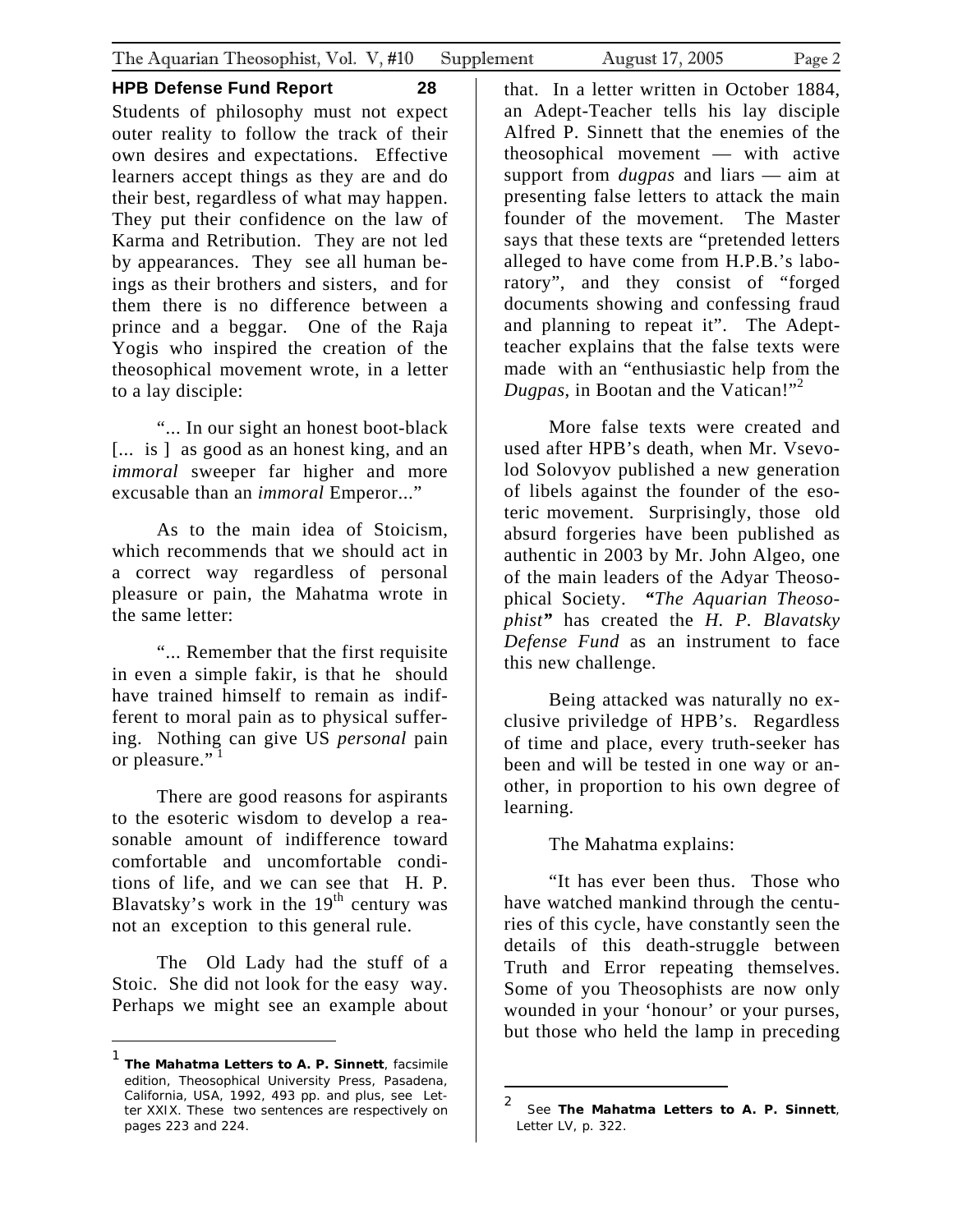Students of philosophy must not expect outer reality to follow the track of their own desires and expectations. Effective learners accept things as they are and do their best, regardless of what may happen. They put their confidence on the law of Karma and Retribution. They are not led by appearances. They see all human beings as their brothers and sisters, and for them there is no difference between a prince and a beggar. One of the Raja Yogis who inspired the creation of the theosophical movement wrote, in a letter to a lay disciple:

"... In our sight an honest boot-black [... is ] as good as an honest king, and an *immoral* sweeper far higher and more excusable than an *immoral* Emperor..."

As to the main idea of Stoicism, which recommends that we should act in a correct way regardless of personal pleasure or pain, the Mahatma wrote in the same letter:

"... Remember that the first requisite in even a simple fakir, is that he should have trained himself to remain as indifferent to moral pain as to physical suffering. Nothing can give US *personal* pain or pleasure." [1]

There are good reasons for aspirants to the esoteric wisdom to develop a reasonable amount of indifference toward comfortable and uncomfortable conditions of life, and we can see that H. P. Blavatsky's work in the 19th century was not an exception to this general rule.

The Old Lady had the stuff of a Stoic. She did not look for the easy way. Perhaps we might see an example about that. In a letter written in October 1884, an Adept-Teacher tells his lay disciple Alfred P. Sinnett that the enemies of the theosophical movement — with active support from *dugpas* and liars — aim at presenting false letters to attack the main founder of the movement. The Master says that these texts are "pretended letters alleged to have come from H.P.B.'s laboratory", and they consist of "forged documents showing and confessing fraud and planning to repeat it". The Adept-teacher explains that the false texts were made with an "enthusiastic help from the *Dugpas*, in Bootan and the Vatican!"[2]

More false texts were created and used after HPB's death, when Mr. Vsevolod Solovyov published a new generation of libels against the founder of the esoteric movement. Surprisingly, those old absurd forgeries have been published as authentic in 2003 by Mr. John Algeo, one of the main leaders of the Adyar Theosophical Society. **"***The Aquarian Theosophist***"** has created the *H. P. Blavatsky Defense Fund* as an instrument to face this new challenge.

Being attacked was naturally no exclusive priviledge of HPB's. Regardless of time and place, every truth-seeker has been and will be tested in one way or another, in proportion to his own degree of learning.

The Mahatma explains:

"It has ever been thus. Those who have watched mankind through the centuries of this cycle, have constantly seen the details of this death-struggle between Truth and Error repeating themselves. Some of you Theosophists are now only wounded in your 'honour' or your purses, but those who held the lamp in preceding

---

[1] **The Mahatma Letters to A. P. Sinnett**, facsimile edition, Theosophical University Press, Pasadena, California, USA, 1992, 493 pp. and plus, see Letter XXIX. These two sentences are respectively on pages 223 and 224.

[2] See **The Mahatma Letters to A. P. Sinnett**, Letter LV, p. 322.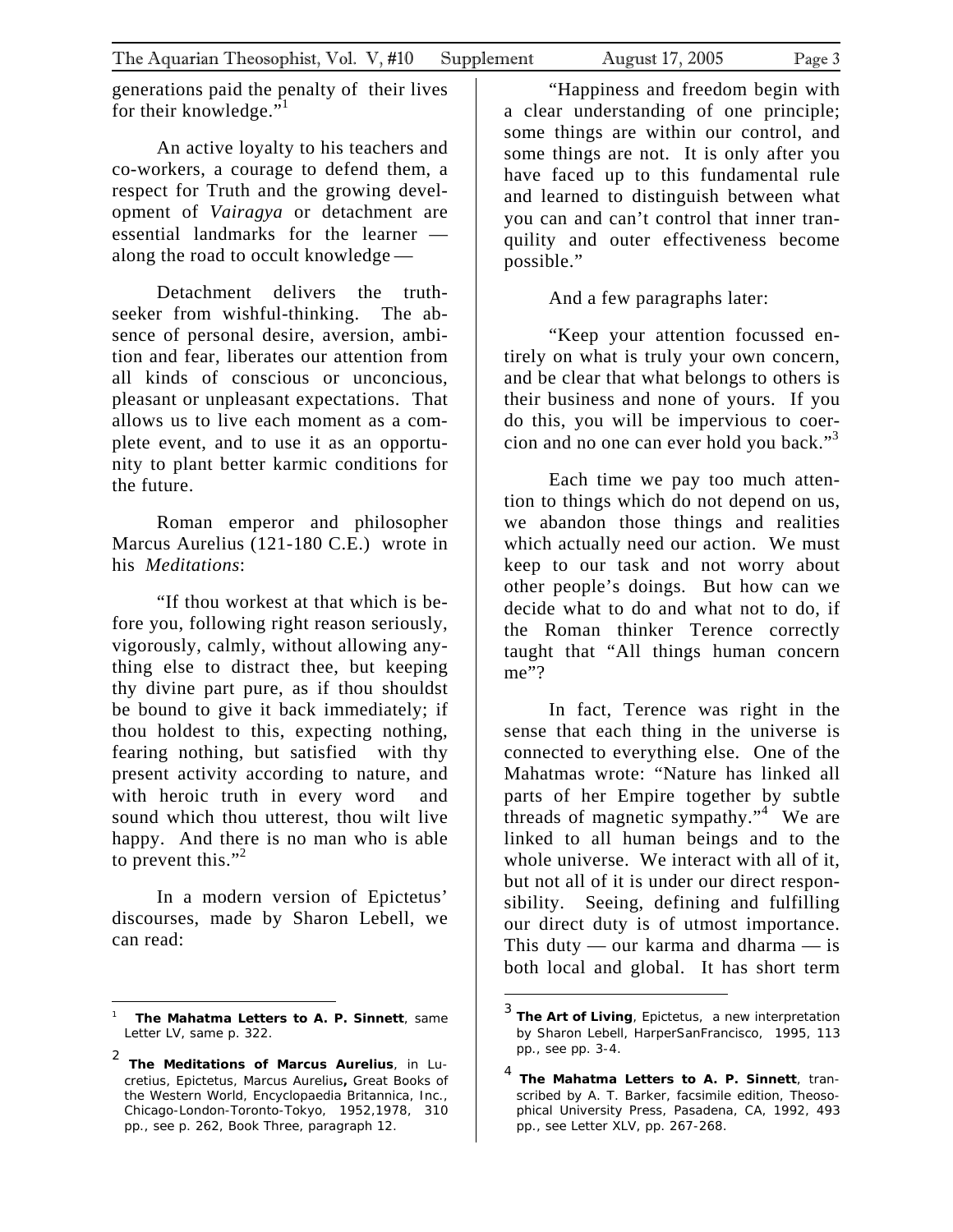generations paid the penalty of their lives for their knowledge."[1]

An active loyalty to his teachers and co-workers, a courage to defend them, a respect for Truth and the growing development of *Vairagya* or detachment are essential landmarks for the learner — along the road to occult knowledge —

Detachment delivers the truth-seeker from wishful-thinking. The absence of personal desire, aversion, ambition and fear, liberates our attention from all kinds of conscious or unconcious, pleasant or unpleasant expectations. That allows us to live each moment as a complete event, and to use it as an opportunity to plant better karmic conditions for the future.

Roman emperor and philosopher Marcus Aurelius (121-180 C.E.) wrote in his *Meditations*:

"If thou workest at that which is before you, following right reason seriously, vigorously, calmly, without allowing anything else to distract thee, but keeping thy divine part pure, as if thou shouldst be bound to give it back immediately; if thou holdest to this, expecting nothing, fearing nothing, but satisfied with thy present activity according to nature, and with heroic truth in every word and sound which thou utterest, thou wilt live happy. And there is no man who is able to prevent this."[2]

In a modern version of Epictetus' discourses, made by Sharon Lebell, we can read:

"Happiness and freedom begin with a clear understanding of one principle; some things are within our control, and some things are not. It is only after you have faced up to this fundamental rule and learned to distinguish between what you can and can't control that inner tranquility and outer effectiveness become possible."

And a few paragraphs later:

"Keep your attention focussed entirely on what is truly your own concern, and be clear that what belongs to others is their business and none of yours. If you do this, you will be impervious to coercion and no one can ever hold you back."[3]

Each time we pay too much attention to things which do not depend on us, we abandon those things and realities which actually need our action. We must keep to our task and not worry about other people's doings. But how can we decide what to do and what not to do, if the Roman thinker Terence correctly taught that "All things human concern me"?

In fact, Terence was right in the sense that each thing in the universe is connected to everything else. One of the Mahatmas wrote: "Nature has linked all parts of her Empire together by subtle threads of magnetic sympathy."[4] We are linked to all human beings and to the whole universe. We interact with all of it, but not all of it is under our direct responsibility. Seeing, defining and fulfilling our direct duty is of utmost importance. This duty — our karma and dharma — is both local and global. It has short term

---

[1] **The Mahatma Letters to A. P. Sinnett**, same Letter LV, same p. 322.

[2] **The Meditations of Marcus Aurelius**, in Lucretius, Epictetus, Marcus Aurelius**,** Great Books of the Western World, Encyclopaedia Britannica, Inc., Chicago-London-Toronto-Tokyo, 1952,1978, 310 pp., see p. 262, Book Three, paragraph 12.

[3] **The Art of Living**, Epictetus, a new interpretation by Sharon Lebell, HarperSanFrancisco, 1995, 113 pp., see pp. 3-4.

[4] **The Mahatma Letters to A. P. Sinnett**, transcribed by A. T. Barker, facsimile edition, Theosophical University Press, Pasadena, CA, 1992, 493 pp., see Letter XLV, pp. 267-268.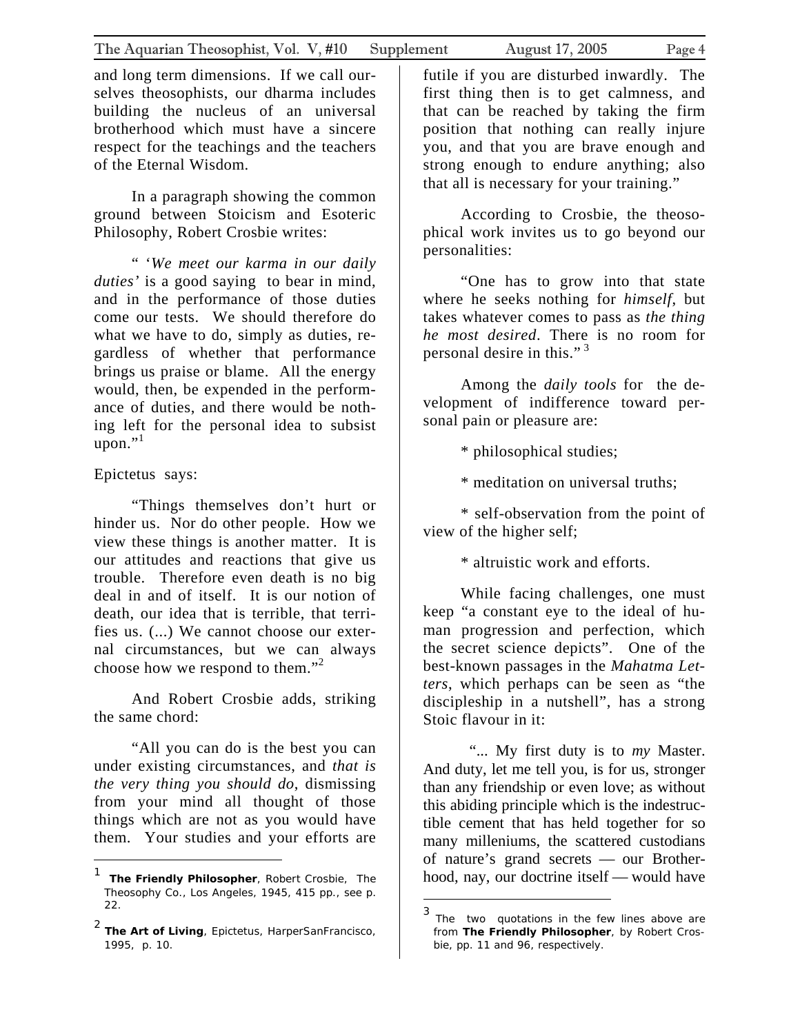and long term dimensions. If we call ourselves theosophists, our dharma includes building the nucleus of an universal brotherhood which must have a sincere respect for the teachings and the teachers of the Eternal Wisdom.

In a paragraph showing the common ground between Stoicism and Esoteric Philosophy, Robert Crosbie writes:

" '*We meet our karma in our daily duties*' is a good saying to bear in mind, and in the performance of those duties come our tests. We should therefore do what we have to do, simply as duties, regardless of whether that performance brings us praise or blame. All the energy would, then, be expended in the performance of duties, and there would be nothing left for the personal idea to subsist upon."[1]

Epictetus says:

"Things themselves don't hurt or hinder us. Nor do other people. How we view these things is another matter. It is our attitudes and reactions that give us trouble. Therefore even death is no big deal in and of itself. It is our notion of death, our idea that is terrible, that terrifies us. (...) We cannot choose our external circumstances, but we can always choose how we respond to them."[2]

And Robert Crosbie adds, striking the same chord:

"All you can do is the best you can under existing circumstances, and *that is the very thing you should do*, dismissing from your mind all thought of those things which are not as you would have them. Your studies and your efforts are futile if you are disturbed inwardly. The first thing then is to get calmness, and that can be reached by taking the firm position that nothing can really injure you, and that you are brave enough and strong enough to endure anything; also that all is necessary for your training."

According to Crosbie, the theosophical work invites us to go beyond our personalities:

"One has to grow into that state where he seeks nothing for *himself*, but takes whatever comes to pass as *the thing he most desired*. There is no room for personal desire in this." [3]

Among the *daily tools* for the development of indifference toward personal pain or pleasure are:

* philosophical studies;

* meditation on universal truths;

* self-observation from the point of view of the higher self;

* altruistic work and efforts.

While facing challenges, one must keep "a constant eye to the ideal of human progression and perfection, which the secret science depicts". One of the best-known passages in the *Mahatma Letters*, which perhaps can be seen as "the discipleship in a nutshell", has a strong Stoic flavour in it:

"... My first duty is to *my* Master. And duty, let me tell you, is for us, stronger than any friendship or even love; as without this abiding principle which is the indestructible cement that has held together for so many milleniums, the scattered custodians of nature's grand secrets — our Brotherhood, nay, our doctrine itself — would have

---

[1] **The Friendly Philosopher**, Robert Crosbie, The Theosophy Co., Los Angeles, 1945, 415 pp., see p. 22.

[2] **The Art of Living**, Epictetus, HarperSanFrancisco, 1995, p. 10.

[3] The two quotations in the few lines above are from **The Friendly Philosopher**, by Robert Crosbie, pp. 11 and 96, respectively.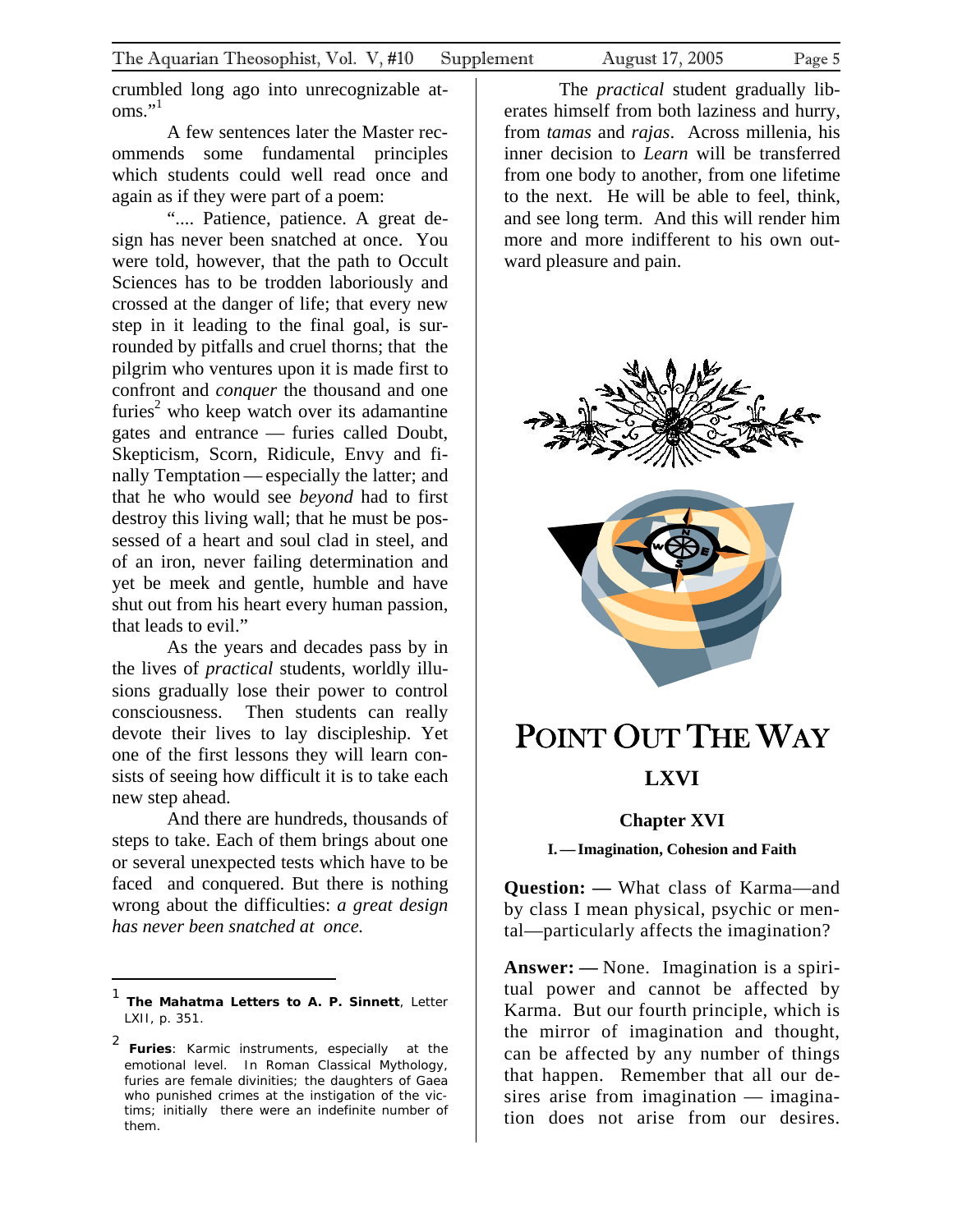crumbled long ago into unrecognizable atoms."[1]

A few sentences later the Master recommends some fundamental principles which students could well read once and again as if they were part of a poem:

".... Patience, patience. A great design has never been snatched at once. You were told, however, that the path to Occult Sciences has to be trodden laboriously and crossed at the danger of life; that every new step in it leading to the final goal, is surrounded by pitfalls and cruel thorns; that the pilgrim who ventures upon it is made first to confront and *conquer* the thousand and one furies[2] who keep watch over its adamantine gates and entrance — furies called Doubt, Skepticism, Scorn, Ridicule, Envy and finally Temptation — especially the latter; and that he who would see *beyond* had to first destroy this living wall; that he must be possessed of a heart and soul clad in steel, and of an iron, never failing determination and yet be meek and gentle, humble and have shut out from his heart every human passion, that leads to evil."

As the years and decades pass by in the lives of *practical* students, worldly illusions gradually lose their power to control consciousness. Then students can really devote their lives to lay discipleship. Yet one of the first lessons they will learn consists of seeing how difficult it is to take each new step ahead.

And there are hundreds, thousands of steps to take. Each of them brings about one or several unexpected tests which have to be faced and conquered. But there is nothing wrong about the difficulties: *a great design has never been snatched at once.*

The *practical* student gradually liberates himself from both laziness and hurry, from *tamas* and *rajas*. Across millenia, his inner decision to *Learn* will be transferred from one body to another, from one lifetime to the next. He will be able to feel, think, and see long term. And this will render him more and more indifferent to his own outward pleasure and pain.

# POINT OUT THE WAY

## LXVI

### Chapter XVI

#### I. — Imagination, Cohesion and Faith

**Question: —** What class of Karma—and by class I mean physical, psychic or mental—particularly affects the imagination?

**Answer: —** None. Imagination is a spiritual power and cannot be affected by Karma. But our fourth principle, which is the mirror of imagination and thought, can be affected by any number of things that happen. Remember that all our desires arise from imagination — imagination does not arise from our desires.

---

[1] **The Mahatma Letters to A. P. Sinnett**, Letter LXII, p. 351.

[2] **Furies**: Karmic instruments, especially at the emotional level. In Roman Classical Mythology, furies are female divinities; the daughters of Gaea who punished crimes at the instigation of the victims; initially there were an indefinite number of them.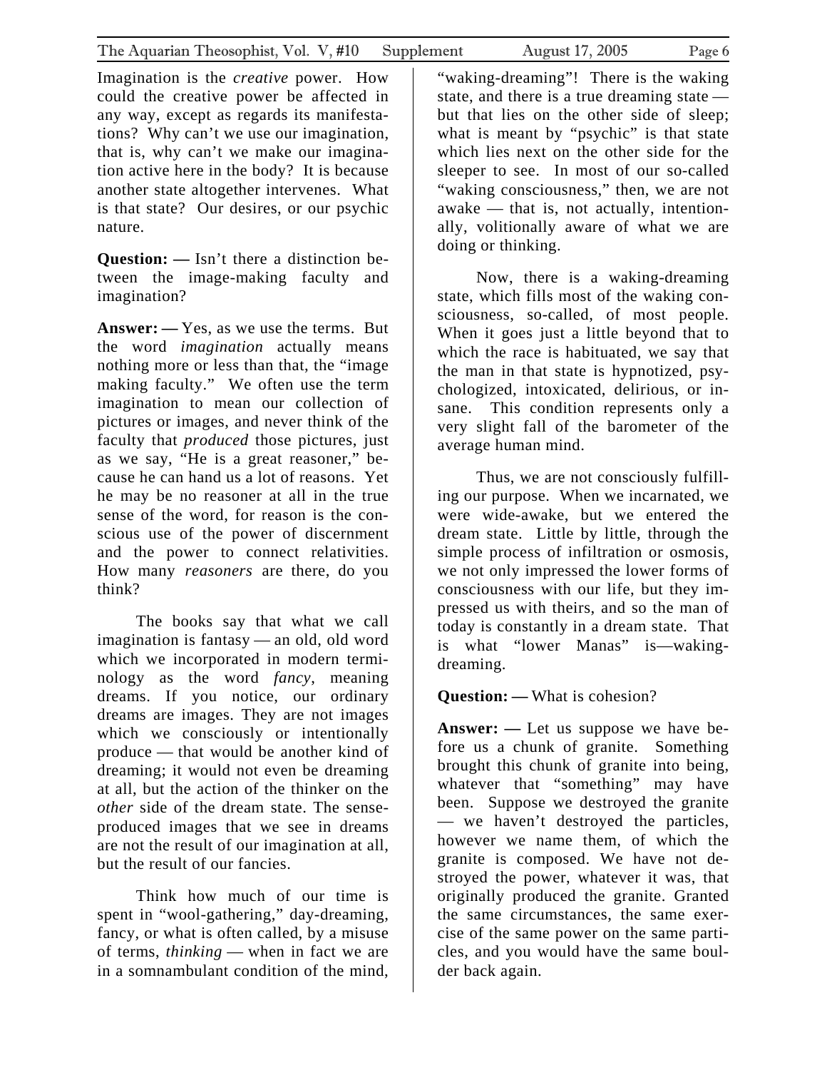Imagination is the *creative* power. How could the creative power be affected in any way, except as regards its manifestations? Why can't we use our imagination, that is, why can't we make our imagination active here in the body? It is because another state altogether intervenes. What is that state? Our desires, or our psychic nature.

**Question: —** Isn't there a distinction between the image-making faculty and imagination?

**Answer: —** Yes, as we use the terms. But the word *imagination* actually means nothing more or less than that, the "image making faculty." We often use the term imagination to mean our collection of pictures or images, and never think of the faculty that *produced* those pictures, just as we say, "He is a great reasoner," because he can hand us a lot of reasons. Yet he may be no reasoner at all in the true sense of the word, for reason is the conscious use of the power of discernment and the power to connect relativities. How many *reasoners* are there, do you think?

The books say that what we call imagination is fantasy — an old, old word which we incorporated in modern terminology as the word *fancy*, meaning dreams. If you notice, our ordinary dreams are images. They are not images which we consciously or intentionally produce — that would be another kind of dreaming; it would not even be dreaming at all, but the action of the thinker on the *other* side of the dream state. The sense-produced images that we see in dreams are not the result of our imagination at all, but the result of our fancies.

Think how much of our time is spent in "wool-gathering," day-dreaming, fancy, or what is often called, by a misuse of terms, *thinking* — when in fact we are in a somnambulant condition of the mind, "waking-dreaming"! There is the waking state, and there is a true dreaming state — but that lies on the other side of sleep; what is meant by "psychic" is that state which lies next on the other side for the sleeper to see. In most of our so-called "waking consciousness," then, we are not awake — that is, not actually, intentionally, volitionally aware of what we are doing or thinking.

Now, there is a waking-dreaming state, which fills most of the waking consciousness, so-called, of most people. When it goes just a little beyond that to which the race is habituated, we say that the man in that state is hypnotized, psychologized, intoxicated, delirious, or insane. This condition represents only a very slight fall of the barometer of the average human mind.

Thus, we are not consciously fulfilling our purpose. When we incarnated, we were wide-awake, but we entered the dream state. Little by little, through the simple process of infiltration or osmosis, we not only impressed the lower forms of consciousness with our life, but they impressed us with theirs, and so the man of today is constantly in a dream state. That is what "lower Manas" is—waking-dreaming.

**Question: —** What is cohesion?

**Answer: —** Let us suppose we have before us a chunk of granite. Something brought this chunk of granite into being, whatever that "something" may have been. Suppose we destroyed the granite — we haven't destroyed the particles, however we name them, of which the granite is composed. We have not destroyed the power, whatever it was, that originally produced the granite. Granted the same circumstances, the same exercise of the same power on the same particles, and you would have the same boulder back again.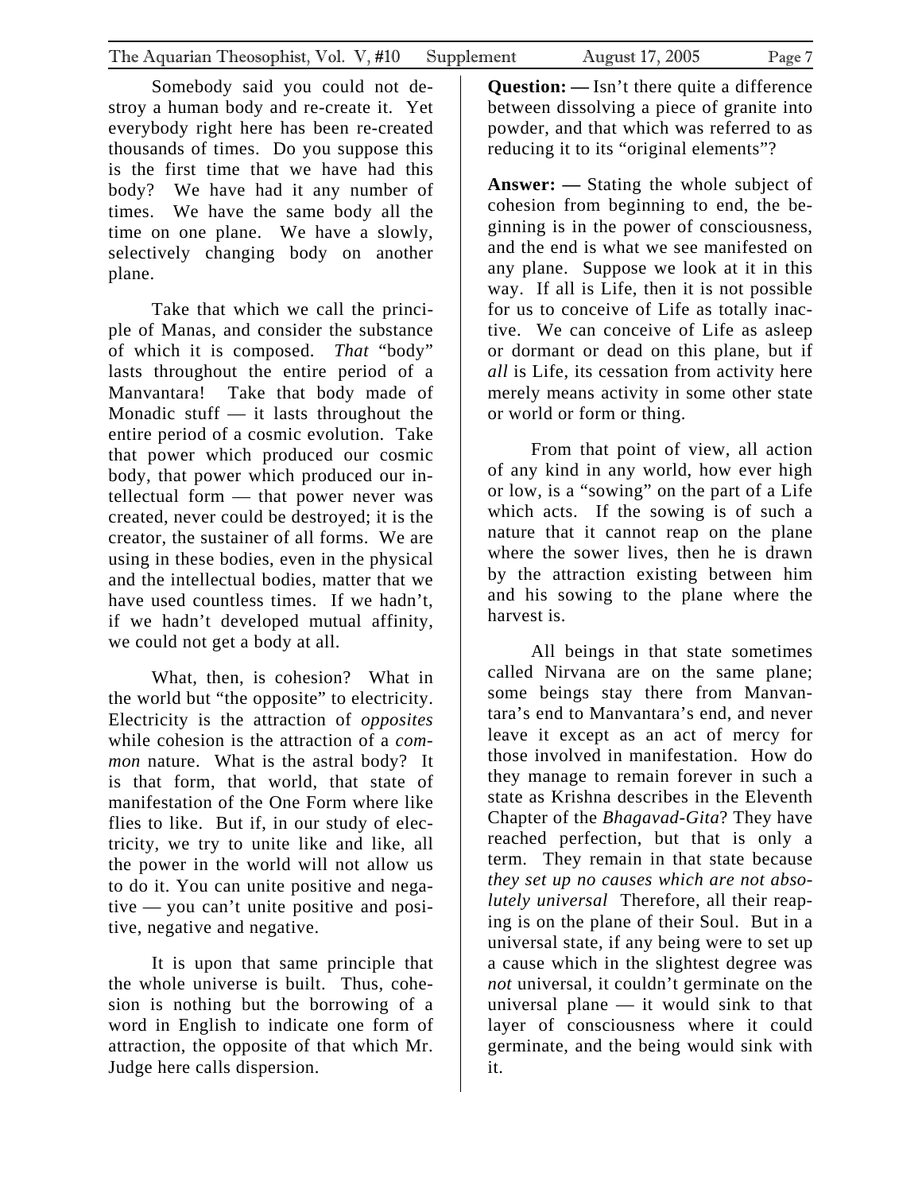Somebody said you could not destroy a human body and re-create it. Yet everybody right here has been re-created thousands of times. Do you suppose this is the first time that we have had this body? We have had it any number of times. We have the same body all the time on one plane. We have a slowly, selectively changing body on another plane.

Take that which we call the principle of Manas, and consider the substance of which it is composed. *That* "body" lasts throughout the entire period of a Manvantara! Take that body made of Monadic stuff — it lasts throughout the entire period of a cosmic evolution. Take that power which produced our cosmic body, that power which produced our intellectual form — that power never was created, never could be destroyed; it is the creator, the sustainer of all forms. We are using in these bodies, even in the physical and the intellectual bodies, matter that we have used countless times. If we hadn't, if we hadn't developed mutual affinity, we could not get a body at all.

What, then, is cohesion? What in the world but "the opposite" to electricity. Electricity is the attraction of *opposites* while cohesion is the attraction of a *common* nature. What is the astral body? It is that form, that world, that state of manifestation of the One Form where like flies to like. But if, in our study of electricity, we try to unite like and like, all the power in the world will not allow us to do it. You can unite positive and negative — you can't unite positive and positive, negative and negative.

It is upon that same principle that the whole universe is built. Thus, cohesion is nothing but the borrowing of a word in English to indicate one form of attraction, the opposite of that which Mr. Judge here calls dispersion.

**Question: —** Isn't there quite a difference between dissolving a piece of granite into powder, and that which was referred to as reducing it to its "original elements"?

**Answer: —** Stating the whole subject of cohesion from beginning to end, the beginning is in the power of consciousness, and the end is what we see manifested on any plane. Suppose we look at it in this way. If all is Life, then it is not possible for us to conceive of Life as totally inactive. We can conceive of Life as asleep or dormant or dead on this plane, but if *all* is Life, its cessation from activity here merely means activity in some other state or world or form or thing.

From that point of view, all action of any kind in any world, how ever high or low, is a "sowing" on the part of a Life which acts. If the sowing is of such a nature that it cannot reap on the plane where the sower lives, then he is drawn by the attraction existing between him and his sowing to the plane where the harvest is.

All beings in that state sometimes called Nirvana are on the same plane; some beings stay there from Manvantara's end to Manvantara's end, and never leave it except as an act of mercy for those involved in manifestation. How do they manage to remain forever in such a state as Krishna describes in the Eleventh Chapter of the *Bhagavad-Gita*? They have reached perfection, but that is only a term. They remain in that state because *they set up no causes which are not absolutely universal* Therefore, all their reaping is on the plane of their Soul. But in a universal state, if any being were to set up a cause which in the slightest degree was *not* universal, it couldn't germinate on the universal plane — it would sink to that layer of consciousness where it could germinate, and the being would sink with it.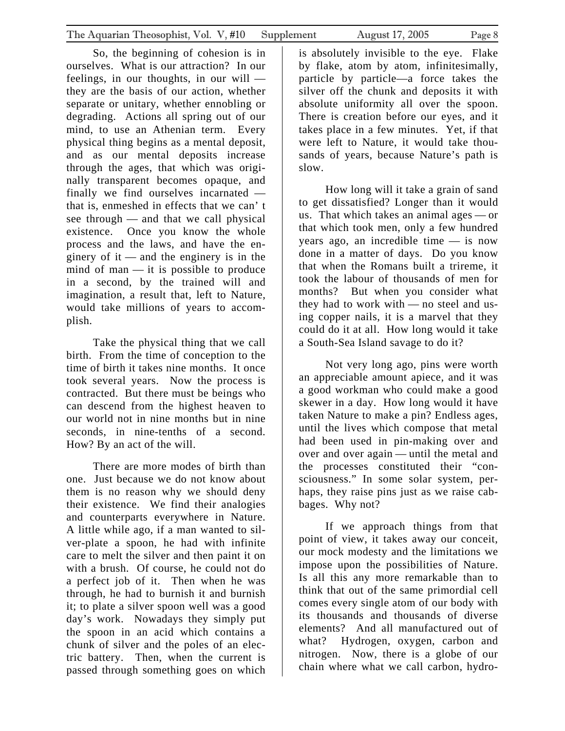So, the beginning of cohesion is in ourselves. What is our attraction? In our feelings, in our thoughts, in our will — they are the basis of our action, whether separate or unitary, whether ennobling or degrading. Actions all spring out of our mind, to use an Athenian term. Every physical thing begins as a mental deposit, and as our mental deposits increase through the ages, that which was originally transparent becomes opaque, and finally we find ourselves incarnated — that is, enmeshed in effects that we can' t see through — and that we call physical existence. Once you know the whole process and the laws, and have the enginery of it — and the enginery is in the mind of man — it is possible to produce in a second, by the trained will and imagination, a result that, left to Nature, would take millions of years to accomplish.

Take the physical thing that we call birth. From the time of conception to the time of birth it takes nine months. It once took several years. Now the process is contracted. But there must be beings who can descend from the highest heaven to our world not in nine months but in nine seconds, in nine-tenths of a second. How? By an act of the will.

There are more modes of birth than one. Just because we do not know about them is no reason why we should deny their existence. We find their analogies and counterparts everywhere in Nature. A little while ago, if a man wanted to silver-plate a spoon, he had with infinite care to melt the silver and then paint it on with a brush. Of course, he could not do a perfect job of it. Then when he was through, he had to burnish it and burnish it; to plate a silver spoon well was a good day's work. Nowadays they simply put the spoon in an acid which contains a chunk of silver and the poles of an electric battery. Then, when the current is passed through something goes on which is absolutely invisible to the eye. Flake by flake, atom by atom, infinitesimally, particle by particle—a force takes the silver off the chunk and deposits it with absolute uniformity all over the spoon. There is creation before our eyes, and it takes place in a few minutes. Yet, if that were left to Nature, it would take thousands of years, because Nature's path is slow.

How long will it take a grain of sand to get dissatisfied? Longer than it would us. That which takes an animal ages — or that which took men, only a few hundred years ago, an incredible time — is now done in a matter of days. Do you know that when the Romans built a trireme, it took the labour of thousands of men for months? But when you consider what they had to work with — no steel and using copper nails, it is a marvel that they could do it at all. How long would it take a South-Sea Island savage to do it?

Not very long ago, pins were worth an appreciable amount apiece, and it was a good workman who could make a good skewer in a day. How long would it have taken Nature to make a pin? Endless ages, until the lives which compose that metal had been used in pin-making over and over and over again — until the metal and the processes constituted their "consciousness." In some solar system, perhaps, they raise pins just as we raise cabbages. Why not?

If we approach things from that point of view, it takes away our conceit, our mock modesty and the limitations we impose upon the possibilities of Nature. Is all this any more remarkable than to think that out of the same primordial cell comes every single atom of our body with its thousands and thousands of diverse elements? And all manufactured out of what? Hydrogen, oxygen, carbon and nitrogen. Now, there is a globe of our chain where what we call carbon, hydro-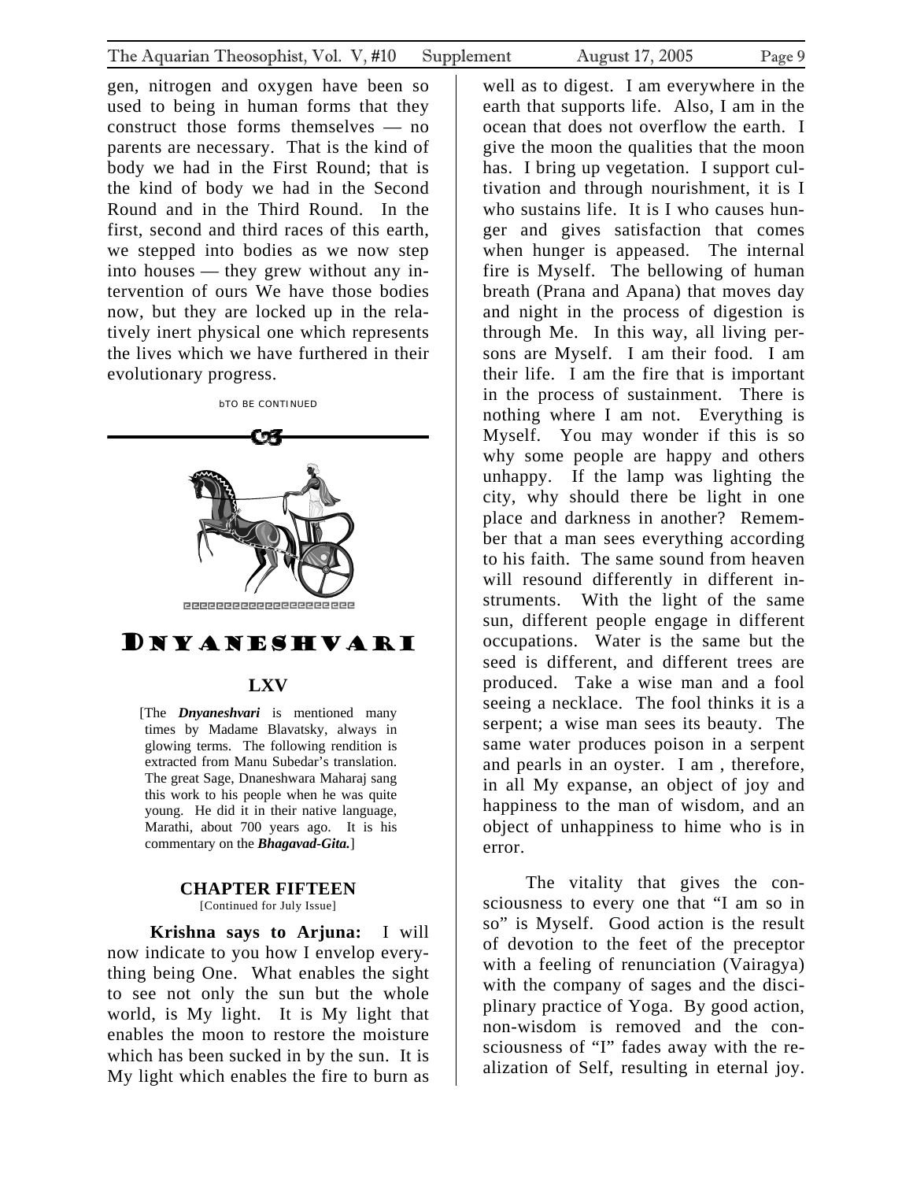gen, nitrogen and oxygen have been so used to being in human forms that they construct those forms themselves — no parents are necessary. That is the kind of body we had in the First Round; that is the kind of body we had in the Second Round and in the Third Round. In the first, second and third races of this earth, we stepped into bodies as we now step into houses — they grew without any intervention of ours We have those bodies now, but they are locked up in the relatively inert physical one which represents the lives which we have furthered in their evolutionary progress.

bTO BE CONTINUED

# DNYANESHVARI

## LXV

[The ***Dnyaneshvari*** is mentioned many times by Madame Blavatsky, always in glowing terms. The following rendition is extracted from Manu Subedar's translation. The great Sage, Dnaneshwara Maharaj sang this work to his people when he was quite young. He did it in their native language, Marathi, about 700 years ago. It is his commentary on the ***Bhagavad-Gita.***]

### CHAPTER FIFTEEN

[Continued for July Issue]

**Krishna says to Arjuna:** I will now indicate to you how I envelop everything being One. What enables the sight to see not only the sun but the whole world, is My light. It is My light that enables the moon to restore the moisture which has been sucked in by the sun. It is My light which enables the fire to burn as well as to digest. I am everywhere in the earth that supports life. Also, I am in the ocean that does not overflow the earth. I give the moon the qualities that the moon has. I bring up vegetation. I support cultivation and through nourishment, it is I who sustains life. It is I who causes hunger and gives satisfaction that comes when hunger is appeased. The internal fire is Myself. The bellowing of human breath (Prana and Apana) that moves day and night in the process of digestion is through Me. In this way, all living persons are Myself. I am their food. I am their life. I am the fire that is important in the process of sustainment. There is nothing where I am not. Everything is Myself. You may wonder if this is so why some people are happy and others unhappy. If the lamp was lighting the city, why should there be light in one place and darkness in another? Remember that a man sees everything according to his faith. The same sound from heaven will resound differently in different instruments. With the light of the same sun, different people engage in different occupations. Water is the same but the seed is different, and different trees are produced. Take a wise man and a fool seeing a necklace. The fool thinks it is a serpent; a wise man sees its beauty. The same water produces poison in a serpent and pearls in an oyster. I am , therefore, in all My expanse, an object of joy and happiness to the man of wisdom, and an object of unhappiness to hime who is in error.

The vitality that gives the consciousness to every one that "I am so in so" is Myself. Good action is the result of devotion to the feet of the preceptor with a feeling of renunciation (Vairagya) with the company of sages and the disciplinary practice of Yoga. By good action, non-wisdom is removed and the consciousness of "I" fades away with the realization of Self, resulting in eternal joy.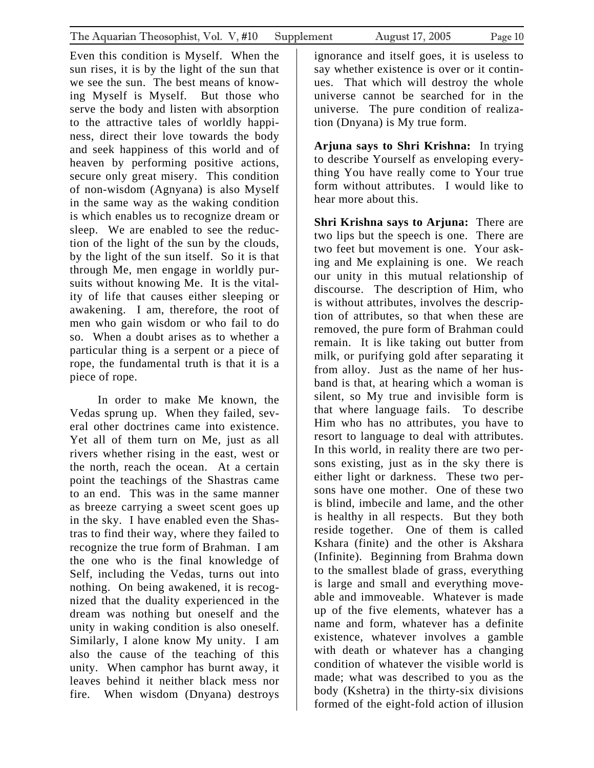Even this condition is Myself. When the sun rises, it is by the light of the sun that we see the sun. The best means of knowing Myself is Myself. But those who serve the body and listen with absorption to the attractive tales of worldly happiness, direct their love towards the body and seek happiness of this world and of heaven by performing positive actions, secure only great misery. This condition of non-wisdom (Agnyana) is also Myself in the same way as the waking condition is which enables us to recognize dream or sleep. We are enabled to see the reduction of the light of the sun by the clouds, by the light of the sun itself. So it is that through Me, men engage in worldly pursuits without knowing Me. It is the vitality of life that causes either sleeping or awakening. I am, therefore, the root of men who gain wisdom or who fail to do so. When a doubt arises as to whether a particular thing is a serpent or a piece of rope, the fundamental truth is that it is a piece of rope.

In order to make Me known, the Vedas sprung up. When they failed, several other doctrines came into existence. Yet all of them turn on Me, just as all rivers whether rising in the east, west or the north, reach the ocean. At a certain point the teachings of the Shastras came to an end. This was in the same manner as breeze carrying a sweet scent goes up in the sky. I have enabled even the Shastras to find their way, where they failed to recognize the true form of Brahman. I am the one who is the final knowledge of Self, including the Vedas, turns out into nothing. On being awakened, it is recognized that the duality experienced in the dream was nothing but oneself and the unity in waking condition is also oneself. Similarly, I alone know My unity. I am also the cause of the teaching of this unity. When camphor has burnt away, it leaves behind it neither black mess nor fire. When wisdom (Dnyana) destroys ignorance and itself goes, it is useless to say whether existence is over or it continues. That which will destroy the whole universe cannot be searched for in the universe. The pure condition of realization (Dnyana) is My true form.

**Arjuna says to Shri Krishna:** In trying to describe Yourself as enveloping everything You have really come to Your true form without attributes. I would like to hear more about this.

**Shri Krishna says to Arjuna:** There are two lips but the speech is one. There are two feet but movement is one. Your asking and Me explaining is one. We reach our unity in this mutual relationship of discourse. The description of Him, who is without attributes, involves the description of attributes, so that when these are removed, the pure form of Brahman could remain. It is like taking out butter from milk, or purifying gold after separating it from alloy. Just as the name of her husband is that, at hearing which a woman is silent, so My true and invisible form is that where language fails. To describe Him who has no attributes, you have to resort to language to deal with attributes. In this world, in reality there are two persons existing, just as in the sky there is either light or darkness. These two persons have one mother. One of these two is blind, imbecile and lame, and the other is healthy in all respects. But they both reside together. One of them is called Kshara (finite) and the other is Akshara (Infinite). Beginning from Brahma down to the smallest blade of grass, everything is large and small and everything moveable and immoveable. Whatever is made up of the five elements, whatever has a name and form, whatever has a definite existence, whatever involves a gamble with death or whatever has a changing condition of whatever the visible world is made; what was described to you as the body (Kshetra) in the thirty-six divisions formed of the eight-fold action of illusion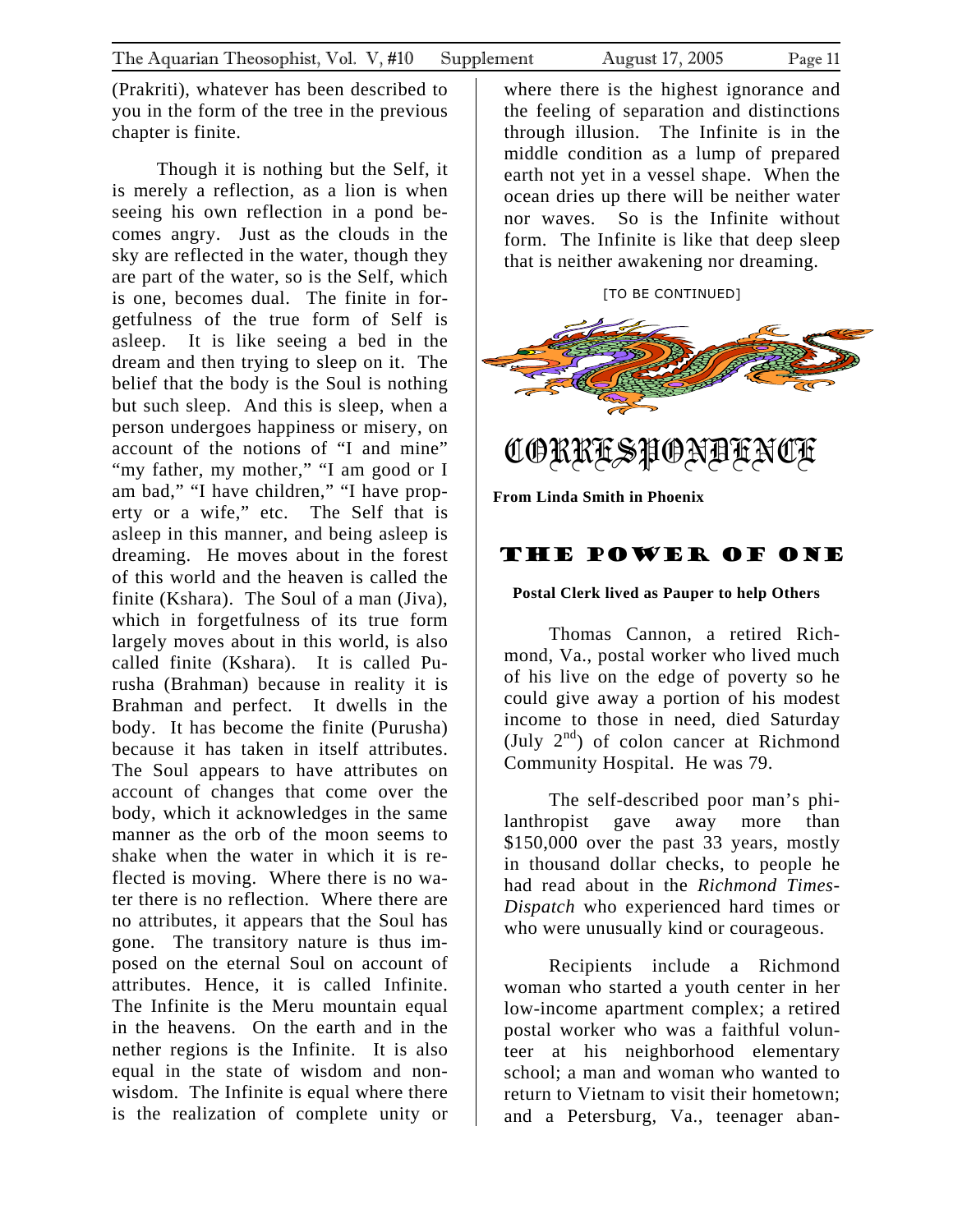(Prakriti), whatever has been described to you in the form of the tree in the previous chapter is finite.

Though it is nothing but the Self, it is merely a reflection, as a lion is when seeing his own reflection in a pond becomes angry. Just as the clouds in the sky are reflected in the water, though they are part of the water, so is the Self, which is one, becomes dual. The finite in forgetfulness of the true form of Self is asleep. It is like seeing a bed in the dream and then trying to sleep on it. The belief that the body is the Soul is nothing but such sleep. And this is sleep, when a person undergoes happiness or misery, on account of the notions of "I and mine" "my father, my mother," "I am good or I am bad," "I have children," "I have property or a wife," etc. The Self that is asleep in this manner, and being asleep is dreaming. He moves about in the forest of this world and the heaven is called the finite (Kshara). The Soul of a man (Jiva), which in forgetfulness of its true form largely moves about in this world, is also called finite (Kshara). It is called Purusha (Brahman) because in reality it is Brahman and perfect. It dwells in the body. It has become the finite (Purusha) because it has taken in itself attributes. The Soul appears to have attributes on account of changes that come over the body, which it acknowledges in the same manner as the orb of the moon seems to shake when the water in which it is reflected is moving. Where there is no water there is no reflection. Where there are no attributes, it appears that the Soul has gone. The transitory nature is thus imposed on the eternal Soul on account of attributes. Hence, it is called Infinite. The Infinite is the Meru mountain equal in the heavens. On the earth and in the nether regions is the Infinite. It is also equal in the state of wisdom and non-wisdom. The Infinite is equal where there is the realization of complete unity or where there is the highest ignorance and the feeling of separation and distinctions through illusion. The Infinite is in the middle condition as a lump of prepared earth not yet in a vessel shape. When the ocean dries up there will be neither water nor waves. So is the Infinite without form. The Infinite is like that deep sleep that is neither awakening nor dreaming.

[TO BE CONTINUED]

# CORRESPONDENCE

**From Linda Smith in Phoenix**

## THE POWER OF ONE

**Postal Clerk lived as Pauper to help Others**

Thomas Cannon, a retired Richmond, Va., postal worker who lived much of his live on the edge of poverty so he could give away a portion of his modest income to those in need, died Saturday (July 2nd) of colon cancer at Richmond Community Hospital. He was 79.

The self-described poor man's philanthropist gave away more than $150,000 over the past 33 years, mostly in thousand dollar checks, to people he had read about in the *Richmond Times-Dispatch* who experienced hard times or who were unusually kind or courageous.

Recipients include a Richmond woman who started a youth center in her low-income apartment complex; a retired postal worker who was a faithful volunteer at his neighborhood elementary school; a man and woman who wanted to return to Vietnam to visit their hometown; and a Petersburg, Va., teenager aban-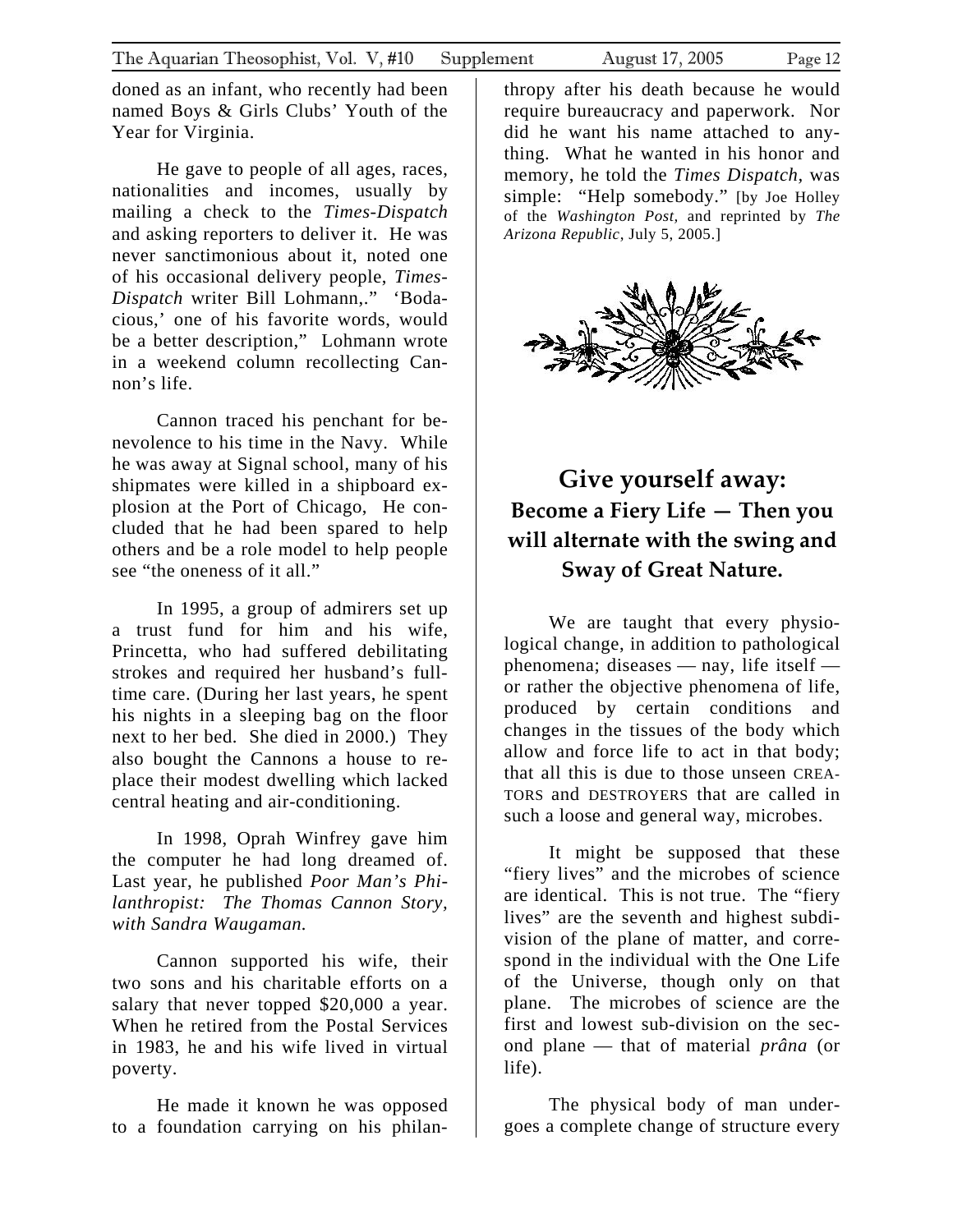doned as an infant, who recently had been named Boys & Girls Clubs' Youth of the Year for Virginia.

He gave to people of all ages, races, nationalities and incomes, usually by mailing a check to the *Times-Dispatch* and asking reporters to deliver it. He was never sanctimonious about it, noted one of his occasional delivery people, *Times-Dispatch* writer Bill Lohmann,." 'Bodacious,' one of his favorite words, would be a better description," Lohmann wrote in a weekend column recollecting Cannon's life.

Cannon traced his penchant for benevolence to his time in the Navy. While he was away at Signal school, many of his shipmates were killed in a shipboard explosion at the Port of Chicago, He concluded that he had been spared to help others and be a role model to help people see "the oneness of it all."

In 1995, a group of admirers set up a trust fund for him and his wife, Princetta, who had suffered debilitating strokes and required her husband's full-time care. (During her last years, he spent his nights in a sleeping bag on the floor next to her bed. She died in 2000.) They also bought the Cannons a house to replace their modest dwelling which lacked central heating and air-conditioning.

In 1998, Oprah Winfrey gave him the computer he had long dreamed of. Last year, he published *Poor Man's Philanthropist: The Thomas Cannon Story, with Sandra Waugaman.*

Cannon supported his wife, their two sons and his charitable efforts on a salary that never topped $20,000 a year. When he retired from the Postal Services in 1983, he and his wife lived in virtual poverty.

He made it known he was opposed to a foundation carrying on his philanthropy after his death because he would require bureaucracy and paperwork. Nor did he want his name attached to anything. What he wanted in his honor and memory, he told the *Times Dispatch,* was simple: "Help somebody." [by Joe Holley of the *Washington Post,* and reprinted by *The Arizona Republic*, July 5, 2005.]

## Give yourself away:
### Become a Fiery Life — Then you will alternate with the swing and Sway of Great Nature.

We are taught that every physiological change, in addition to pathological phenomena; diseases — nay, life itself — or rather the objective phenomena of life, produced by certain conditions and changes in the tissues of the body which allow and force life to act in that body; that all this is due to those unseen CREATORS and DESTROYERS that are called in such a loose and general way, microbes.

It might be supposed that these "fiery lives" and the microbes of science are identical. This is not true. The "fiery lives" are the seventh and highest subdivision of the plane of matter, and correspond in the individual with the One Life of the Universe, though only on that plane. The microbes of science are the first and lowest sub-division on the second plane — that of material *prâna* (or life).

The physical body of man undergoes a complete change of structure every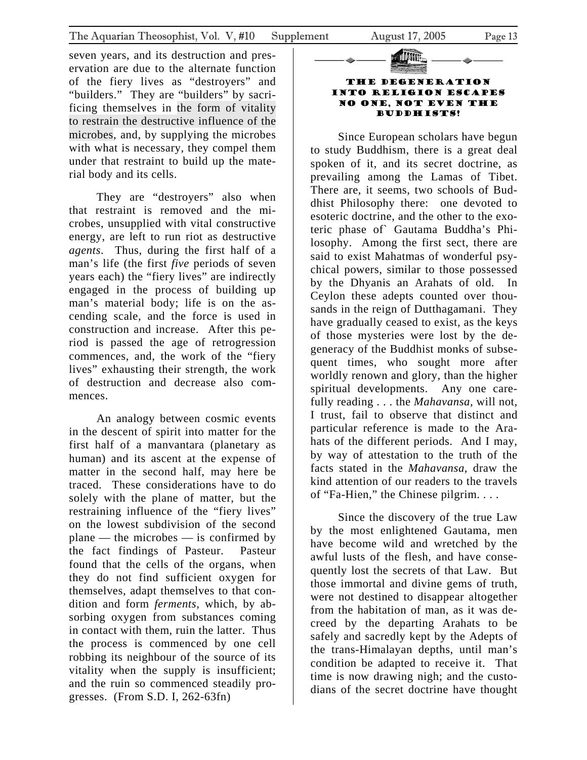seven years, and its destruction and preservation are due to the alternate function of the fiery lives as "destroyers" and "builders." They are "builders" by sacrificing themselves in the form of vitality to restrain the destructive influence of the microbes, and, by supplying the microbes with what is necessary, they compel them under that restraint to build up the material body and its cells.

They are "destroyers" also when that restraint is removed and the microbes, unsupplied with vital constructive energy, are left to run riot as destructive *agents*. Thus, during the first half of a man's life (the first *five* periods of seven years each) the "fiery lives" are indirectly engaged in the process of building up man's material body; life is on the ascending scale, and the force is used in construction and increase. After this period is passed the age of retrogression commences, and, the work of the "fiery lives" exhausting their strength, the work of destruction and decrease also commences.

An analogy between cosmic events in the descent of spirit into matter for the first half of a manvantara (planetary as human) and its ascent at the expense of matter in the second half, may here be traced. These considerations have to do solely with the plane of matter, but the restraining influence of the "fiery lives" on the lowest subdivision of the second plane — the microbes — is confirmed by the fact findings of Pasteur. Pasteur found that the cells of the organs, when they do not find sufficient oxygen for themselves, adapt themselves to that condition and form *ferments*, which, by absorbing oxygen from substances coming in contact with them, ruin the latter. Thus the process is commenced by one cell robbing its neighbour of the source of its vitality when the supply is insufficient; and the ruin so commenced steadily progresses. (From S.D. I, 262-63fn)

## THE DEGENERATION INTO RELIGION ESCAPES NO ONE, NOT EVEN THE BUDDHISTS!

Since European scholars have begun to study Buddhism, there is a great deal spoken of it, and its secret doctrine, as prevailing among the Lamas of Tibet. There are, it seems, two schools of Buddhist Philosophy there: one devoted to esoteric doctrine, and the other to the exoteric phase of` Gautama Buddha's Philosophy. Among the first sect, there are said to exist Mahatmas of wonderful psychical powers, similar to those possessed by the Dhyanis an Arahats of old. In Ceylon these adepts counted over thousands in the reign of Dutthagamani. They have gradually ceased to exist, as the keys of those mysteries were lost by the degeneracy of the Buddhist monks of subsequent times, who sought more after worldly renown and glory, than the higher spiritual developments. Any one carefully reading . . . the *Mahavansa,* will not, I trust, fail to observe that distinct and particular reference is made to the Arahats of the different periods. And I may, by way of attestation to the truth of the facts stated in the *Mahavansa*, draw the kind attention of our readers to the travels of "Fa-Hien," the Chinese pilgrim. . . .

Since the discovery of the true Law by the most enlightened Gautama, men have become wild and wretched by the awful lusts of the flesh, and have consequently lost the secrets of that Law. But those immortal and divine gems of truth, were not destined to disappear altogether from the habitation of man, as it was decreed by the departing Arahats to be safely and sacredly kept by the Adepts of the trans-Himalayan depths, until man's condition be adapted to receive it. That time is now drawing nigh; and the custodians of the secret doctrine have thought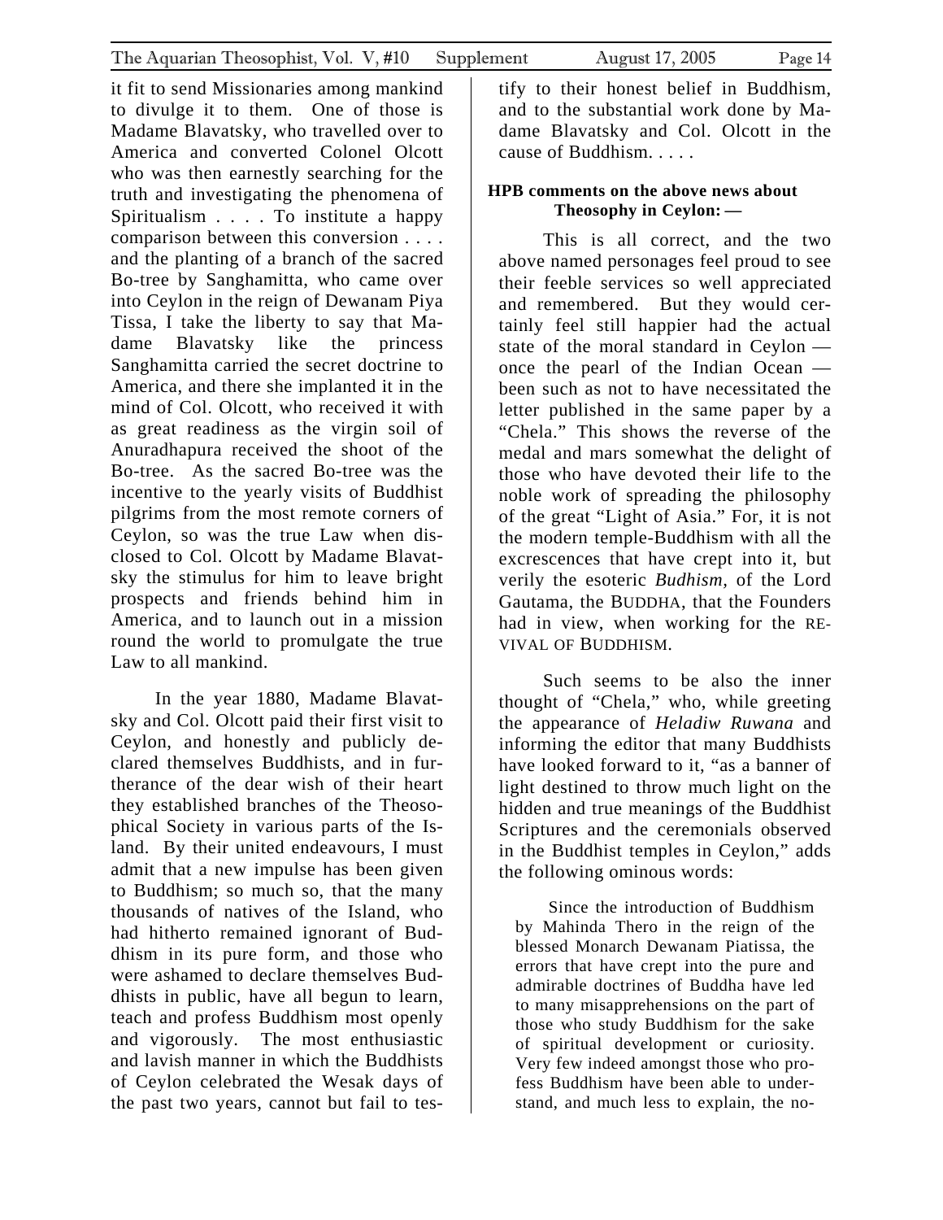it fit to send Missionaries among mankind to divulge it to them. One of those is Madame Blavatsky, who travelled over to America and converted Colonel Olcott who was then earnestly searching for the truth and investigating the phenomena of Spiritualism . . . . To institute a happy comparison between this conversion . . . . and the planting of a branch of the sacred Bo-tree by Sanghamitta, who came over into Ceylon in the reign of Dewanam Piya Tissa, I take the liberty to say that Madame Blavatsky like the princess Sanghamitta carried the secret doctrine to America, and there she implanted it in the mind of Col. Olcott, who received it with as great readiness as the virgin soil of Anuradhapura received the shoot of the Bo-tree. As the sacred Bo-tree was the incentive to the yearly visits of Buddhist pilgrims from the most remote corners of Ceylon, so was the true Law when disclosed to Col. Olcott by Madame Blavatsky the stimulus for him to leave bright prospects and friends behind him in America, and to launch out in a mission round the world to promulgate the true Law to all mankind.

In the year 1880, Madame Blavatsky and Col. Olcott paid their first visit to Ceylon, and honestly and publicly declared themselves Buddhists, and in furtherance of the dear wish of their heart they established branches of the Theosophical Society in various parts of the Island. By their united endeavours, I must admit that a new impulse has been given to Buddhism; so much so, that the many thousands of natives of the Island, who had hitherto remained ignorant of Buddhism in its pure form, and those who were ashamed to declare themselves Buddhists in public, have all begun to learn, teach and profess Buddhism most openly and vigorously. The most enthusiastic and lavish manner in which the Buddhists of Ceylon celebrated the Wesak days of the past two years, cannot but fail to testify to their honest belief in Buddhism, and to the substantial work done by Madame Blavatsky and Col. Olcott in the cause of Buddhism. . . . .

**HPB comments on the above news about Theosophy in Ceylon: —**

This is all correct, and the two above named personages feel proud to see their feeble services so well appreciated and remembered. But they would certainly feel still happier had the actual state of the moral standard in Ceylon — once the pearl of the Indian Ocean — been such as not to have necessitated the letter published in the same paper by a "Chela." This shows the reverse of the medal and mars somewhat the delight of those who have devoted their life to the noble work of spreading the philosophy of the great "Light of Asia." For, it is not the modern temple-Buddhism with all the excrescences that have crept into it, but verily the esoteric *Budhism,* of the Lord Gautama, the BUDDHA, that the Founders had in view, when working for the REVIVAL OF BUDDHISM.

Such seems to be also the inner thought of "Chela," who, while greeting the appearance of *Heladiw Ruwana* and informing the editor that many Buddhists have looked forward to it, "as a banner of light destined to throw much light on the hidden and true meanings of the Buddhist Scriptures and the ceremonials observed in the Buddhist temples in Ceylon," adds the following ominous words:

> Since the introduction of Buddhism by Mahinda Thero in the reign of the blessed Monarch Dewanam Piatissa, the errors that have crept into the pure and admirable doctrines of Buddha have led to many misapprehensions on the part of those who study Buddhism for the sake of spiritual development or curiosity. Very few indeed amongst those who profess Buddhism have been able to understand, and much less to explain, the no-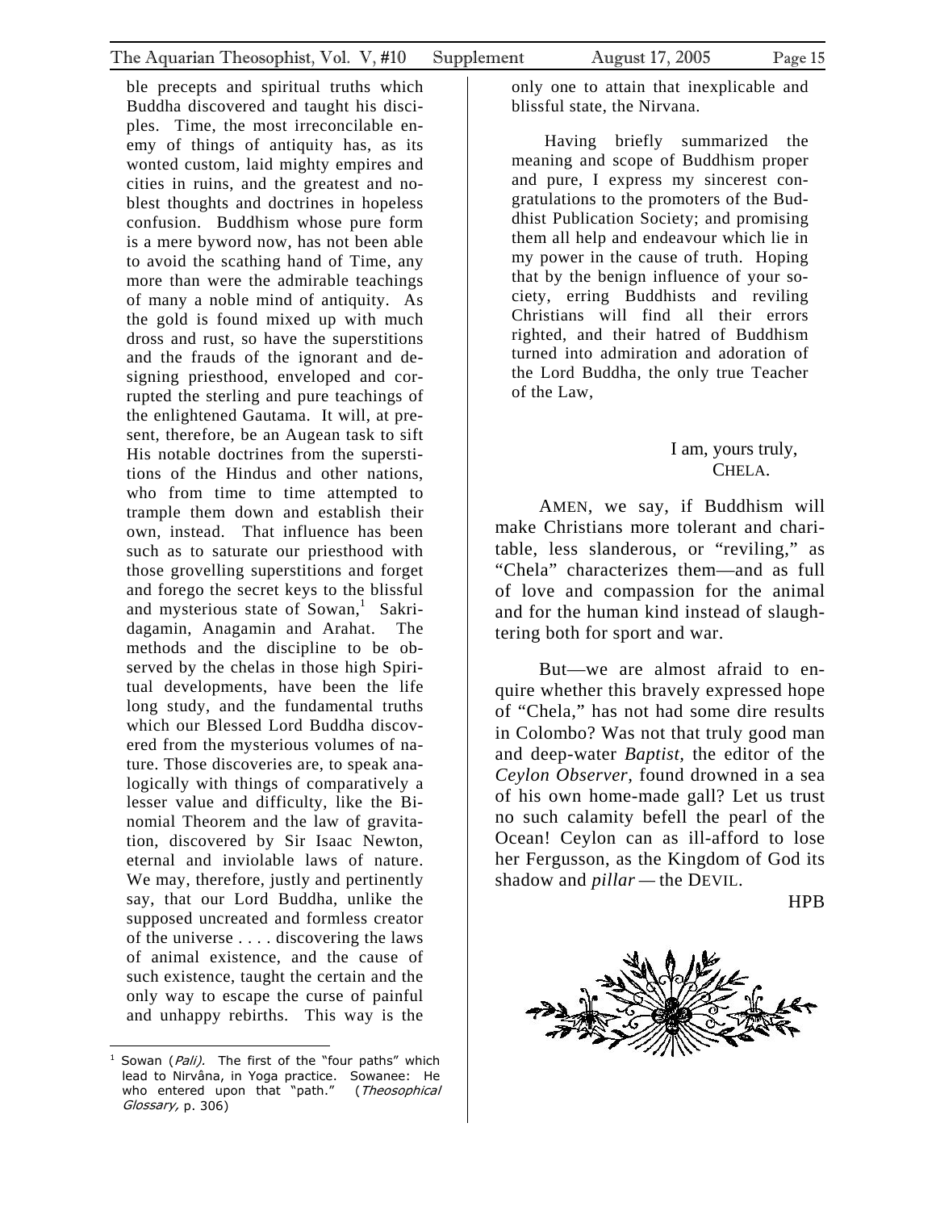ble precepts and spiritual truths which Buddha discovered and taught his disciples. Time, the most irreconcilable enemy of things of antiquity has, as its wonted custom, laid mighty empires and cities in ruins, and the greatest and noblest thoughts and doctrines in hopeless confusion. Buddhism whose pure form is a mere byword now, has not been able to avoid the scathing hand of Time, any more than were the admirable teachings of many a noble mind of antiquity. As the gold is found mixed up with much dross and rust, so have the superstitions and the frauds of the ignorant and designing priesthood, enveloped and corrupted the sterling and pure teachings of the enlightened Gautama. It will, at present, therefore, be an Augean task to sift His notable doctrines from the superstitions of the Hindus and other nations, who from time to time attempted to trample them down and establish their own, instead. That influence has been such as to saturate our priesthood with those grovelling superstitions and forget and forego the secret keys to the blissful and mysterious state of Sowan,[1] Sakridagamin, Anagamin and Arahat. The methods and the discipline to be observed by the chelas in those high Spiritual developments, have been the life long study, and the fundamental truths which our Blessed Lord Buddha discovered from the mysterious volumes of nature. Those discoveries are, to speak analogically with things of comparatively a lesser value and difficulty, like the Binomial Theorem and the law of gravitation, discovered by Sir Isaac Newton, eternal and inviolable laws of nature. We may, therefore, justly and pertinently say, that our Lord Buddha, unlike the supposed uncreated and formless creator of the universe . . . . discovering the laws of animal existence, and the cause of such existence, taught the certain and the only way to escape the curse of painful and unhappy rebirths. This way is the only one to attain that inexplicable and blissful state, the Nirvana.

Having briefly summarized the meaning and scope of Buddhism proper and pure, I express my sincerest congratulations to the promoters of the Buddhist Publication Society; and promising them all help and endeavour which lie in my power in the cause of truth. Hoping that by the benign influence of your society, erring Buddhists and reviling Christians will find all their errors righted, and their hatred of Buddhism turned into admiration and adoration of the Lord Buddha, the only true Teacher of the Law,

I am, yours truly,
CHELA.

AMEN, we say, if Buddhism will make Christians more tolerant and charitable, less slanderous, or "reviling," as "Chela" characterizes them—and as full of love and compassion for the animal and for the human kind instead of slaughtering both for sport and war.

But—we are almost afraid to enquire whether this bravely expressed hope of "Chela," has not had some dire results in Colombo? Was not that truly good man and deep-water *Baptist*, the editor of the *Ceylon Observer*, found drowned in a sea of his own home-made gall? Let us trust no such calamity befell the pearl of the Ocean! Ceylon can as ill-afford to lose her Fergusson, as the Kingdom of God its shadow and *pillar* — the DEVIL.

HPB

---

[1] Sowan (*Pali)*. The first of the "four paths" which lead to Nirvâna, in Yoga practice. Sowanee: He who entered upon that "path." (*Theosophical Glossary,* p. 306)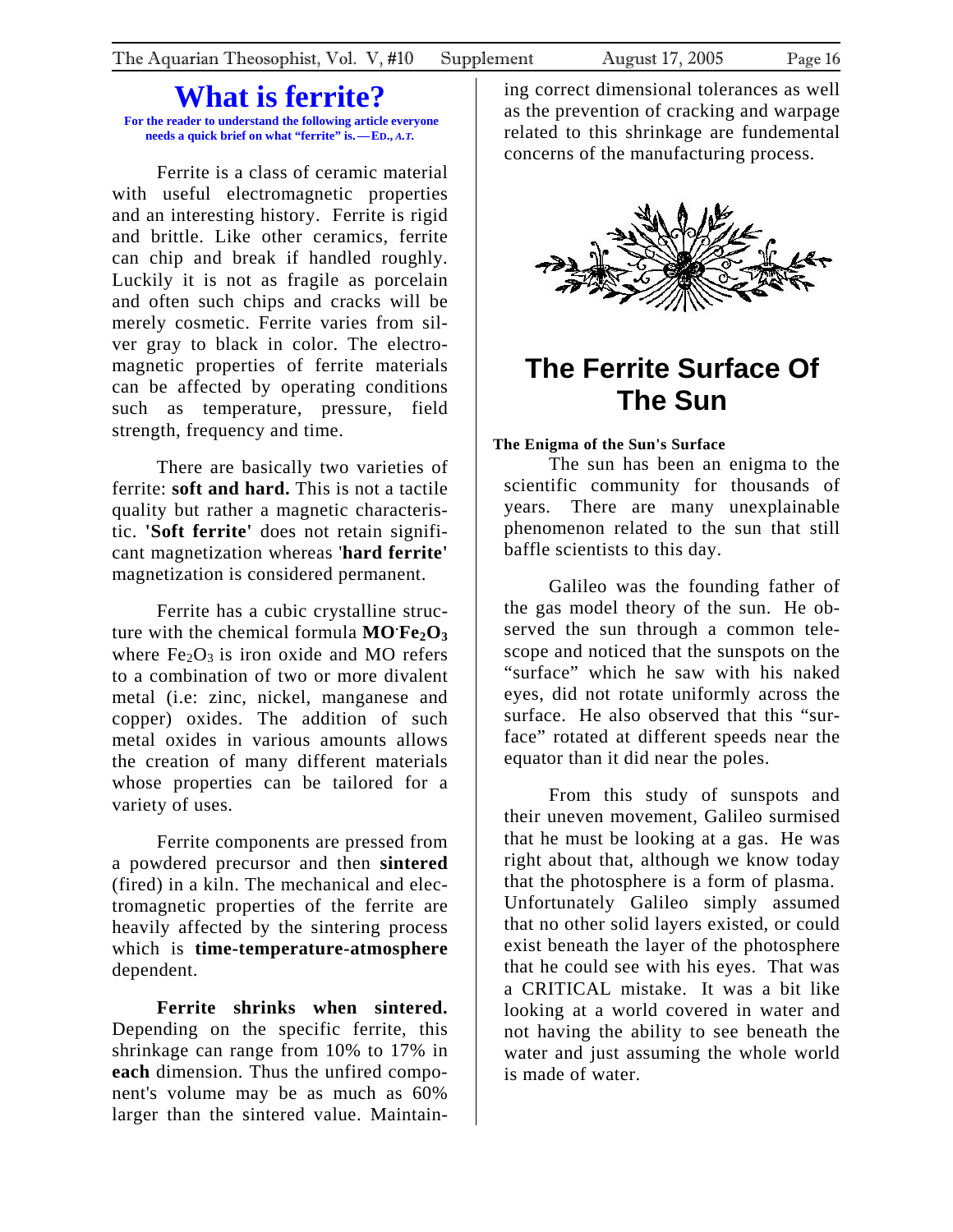# What is ferrite?

**For the reader to understand the following article everyone needs a quick brief on what "ferrite" is.—ED., *A.T.***

Ferrite is a class of ceramic material with useful electromagnetic properties and an interesting history. Ferrite is rigid and brittle. Like other ceramics, ferrite can chip and break if handled roughly. Luckily it is not as fragile as porcelain and often such chips and cracks will be merely cosmetic. Ferrite varies from silver gray to black in color. The electromagnetic properties of ferrite materials can be affected by operating conditions such as temperature, pressure, field strength, frequency and time.

There are basically two varieties of ferrite: **soft and hard.** This is not a tactile quality but rather a magnetic characteristic. **'Soft ferrite'** does not retain significant magnetization whereas '**hard ferrite'** magnetization is considered permanent.

Ferrite has a cubic crystalline structure with the chemical formula $\mathbf{MO{\cdot}Fe_2O_3}$ where $Fe_2O_3$ is iron oxide and MO refers to a combination of two or more divalent metal (i.e: zinc, nickel, manganese and copper) oxides. The addition of such metal oxides in various amounts allows the creation of many different materials whose properties can be tailored for a variety of uses.

Ferrite components are pressed from a powdered precursor and then **sintered** (fired) in a kiln. The mechanical and electromagnetic properties of the ferrite are heavily affected by the sintering process which is **time-temperature-atmosphere** dependent.

**Ferrite shrinks when sintered.** Depending on the specific ferrite, this shrinkage can range from 10% to 17% in **each** dimension. Thus the unfired component's volume may be as much as 60% larger than the sintered value. Maintaining correct dimensional tolerances as well as the prevention of cracking and warpage related to this shrinkage are fundemental concerns of the manufacturing process.

# The Ferrite Surface Of The Sun

**The Enigma of the Sun's Surface**

The sun has been an enigma to the scientific community for thousands of years. There are many unexplainable phenomenon related to the sun that still baffle scientists to this day.

Galileo was the founding father of the gas model theory of the sun. He observed the sun through a common telescope and noticed that the sunspots on the "surface" which he saw with his naked eyes, did not rotate uniformly across the surface. He also observed that this "surface" rotated at different speeds near the equator than it did near the poles.

From this study of sunspots and their uneven movement, Galileo surmised that he must be looking at a gas. He was right about that, although we know today that the photosphere is a form of plasma. Unfortunately Galileo simply assumed that no other solid layers existed, or could exist beneath the layer of the photosphere that he could see with his eyes. That was a CRITICAL mistake. It was a bit like looking at a world covered in water and not having the ability to see beneath the water and just assuming the whole world is made of water.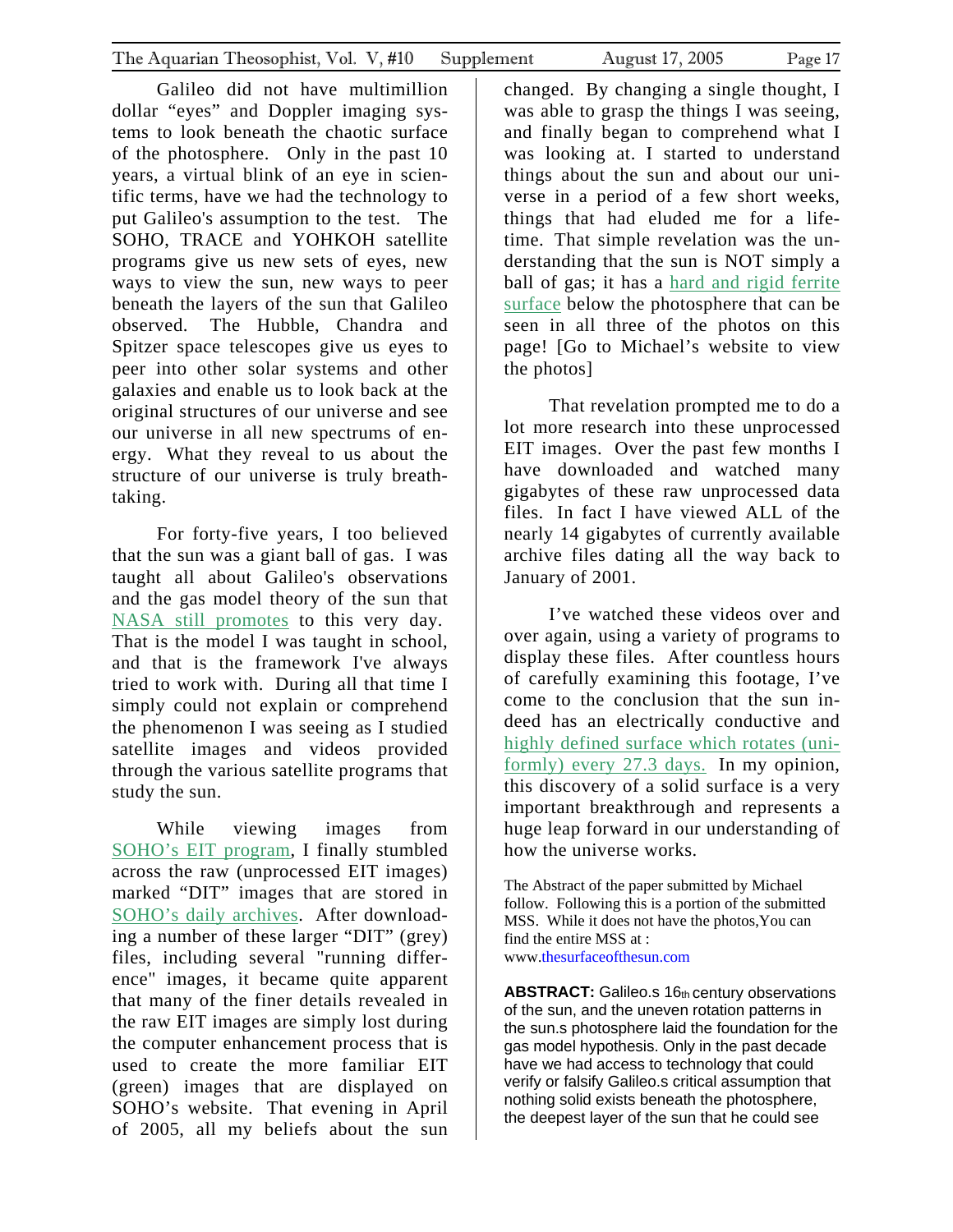Galileo did not have multimillion dollar "eyes" and Doppler imaging systems to look beneath the chaotic surface of the photosphere. Only in the past 10 years, a virtual blink of an eye in scientific terms, have we had the technology to put Galileo's assumption to the test. The SOHO, TRACE and YOHKOH satellite programs give us new sets of eyes, new ways to view the sun, new ways to peer beneath the layers of the sun that Galileo observed. The Hubble, Chandra and Spitzer space telescopes give us eyes to peer into other solar systems and other galaxies and enable us to look back at the original structures of our universe and see our universe in all new spectrums of energy. What they reveal to us about the structure of our universe is truly breathtaking.

For forty-five years, I too believed that the sun was a giant ball of gas. I was taught all about Galileo's observations and the gas model theory of the sun that NASA still promotes to this very day. That is the model I was taught in school, and that is the framework I've always tried to work with. During all that time I simply could not explain or comprehend the phenomenon I was seeing as I studied satellite images and videos provided through the various satellite programs that study the sun.

While viewing images from SOHO's EIT program, I finally stumbled across the raw (unprocessed EIT images) marked "DIT" images that are stored in SOHO's daily archives. After downloading a number of these larger "DIT" (grey) files, including several "running difference" images, it became quite apparent that many of the finer details revealed in the raw EIT images are simply lost during the computer enhancement process that is used to create the more familiar EIT (green) images that are displayed on SOHO's website. That evening in April of 2005, all my beliefs about the sun changed. By changing a single thought, I was able to grasp the things I was seeing, and finally began to comprehend what I was looking at. I started to understand things about the sun and about our universe in a period of a few short weeks, things that had eluded me for a lifetime. That simple revelation was the understanding that the sun is NOT simply a ball of gas; it has a hard and rigid ferrite surface below the photosphere that can be seen in all three of the photos on this page! [Go to Michael's website to view the photos]

That revelation prompted me to do a lot more research into these unprocessed EIT images. Over the past few months I have downloaded and watched many gigabytes of these raw unprocessed data files. In fact I have viewed ALL of the nearly 14 gigabytes of currently available archive files dating all the way back to January of 2001.

I've watched these videos over and over again, using a variety of programs to display these files. After countless hours of carefully examining this footage, I've come to the conclusion that the sun indeed has an electrically conductive and highly defined surface which rotates (uniformly) every 27.3 days. In my opinion, this discovery of a solid surface is a very important breakthrough and represents a huge leap forward in our understanding of how the universe works.

The Abstract of the paper submitted by Michael follow. Following this is a portion of the submitted MSS. While it does not have the photos,You can find the entire MSS at : www.thesurfaceofthesun.com

**ABSTRACT:** Galileo.s 16th century observations of the sun, and the uneven rotation patterns in the sun.s photosphere laid the foundation for the gas model hypothesis. Only in the past decade have we had access to technology that could verify or falsify Galileo.s critical assumption that nothing solid exists beneath the photosphere, the deepest layer of the sun that he could see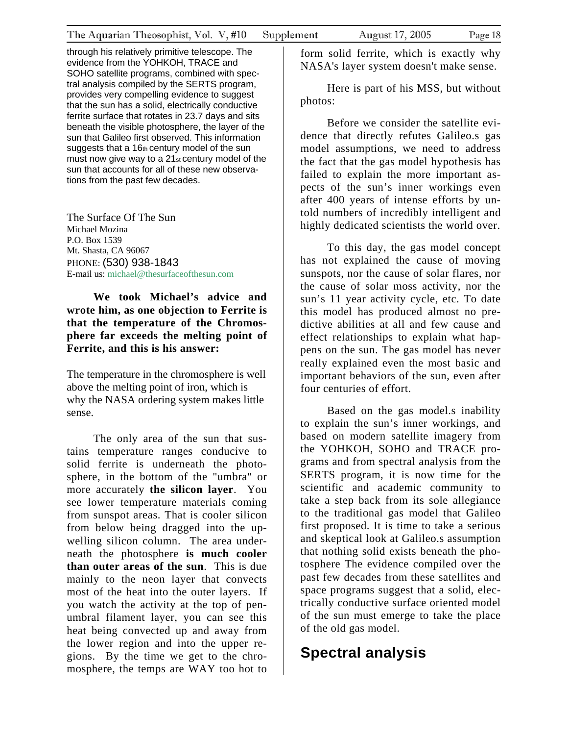through his relatively primitive telescope. The evidence from the YOHKOH, TRACE and SOHO satellite programs, combined with spectral analysis compiled by the SERTS program, provides very compelling evidence to suggest that the sun has a solid, electrically conductive ferrite surface that rotates in 23.7 days and sits beneath the visible photosphere, the layer of the sun that Galileo first observed. This information suggests that a 16th century model of the sun must now give way to a 21st century model of the sun that accounts for all of these new observations from the past few decades.

The Surface Of The Sun
Michael Mozina
P.O. Box 1539
Mt. Shasta, CA 96067
PHONE: (530) 938-1843
E-mail us: michael@thesurfaceofthesun.com

**We took Michael's advice and wrote him, as one objection to Ferrite is that the temperature of the Chromosphere far exceeds the melting point of Ferrite, and this is his answer:**

The temperature in the chromosphere is well above the melting point of iron, which is why the NASA ordering system makes little sense.

The only area of the sun that sustains temperature ranges conducive to solid ferrite is underneath the photosphere, in the bottom of the "umbra" or more accurately **the silicon layer**. You see lower temperature materials coming from sunspot areas. That is cooler silicon from below being dragged into the upwelling silicon column. The area underneath the photosphere **is much cooler than outer areas of the sun**. This is due mainly to the neon layer that convects most of the heat into the outer layers. If you watch the activity at the top of penumbral filament layer, you can see this heat being convected up and away from the lower region and into the upper regions. By the time we get to the chromosphere, the temps are WAY too hot to form solid ferrite, which is exactly why NASA's layer system doesn't make sense.

Here is part of his MSS, but without photos:

Before we consider the satellite evidence that directly refutes Galileo.s gas model assumptions, we need to address the fact that the gas model hypothesis has failed to explain the more important aspects of the sun's inner workings even after 400 years of intense efforts by untold numbers of incredibly intelligent and highly dedicated scientists the world over.

To this day, the gas model concept has not explained the cause of moving sunspots, nor the cause of solar flares, nor the cause of solar moss activity, nor the sun's 11 year activity cycle, etc. To date this model has produced almost no predictive abilities at all and few cause and effect relationships to explain what happens on the sun. The gas model has never really explained even the most basic and important behaviors of the sun, even after four centuries of effort.

Based on the gas model.s inability to explain the sun's inner workings, and based on modern satellite imagery from the YOHKOH, SOHO and TRACE programs and from spectral analysis from the SERTS program, it is now time for the scientific and academic community to take a step back from its sole allegiance to the traditional gas model that Galileo first proposed. It is time to take a serious and skeptical look at Galileo.s assumption that nothing solid exists beneath the photosphere The evidence compiled over the past few decades from these satellites and space programs suggest that a solid, electrically conductive surface oriented model of the sun must emerge to take the place of the old gas model.

## Spectral analysis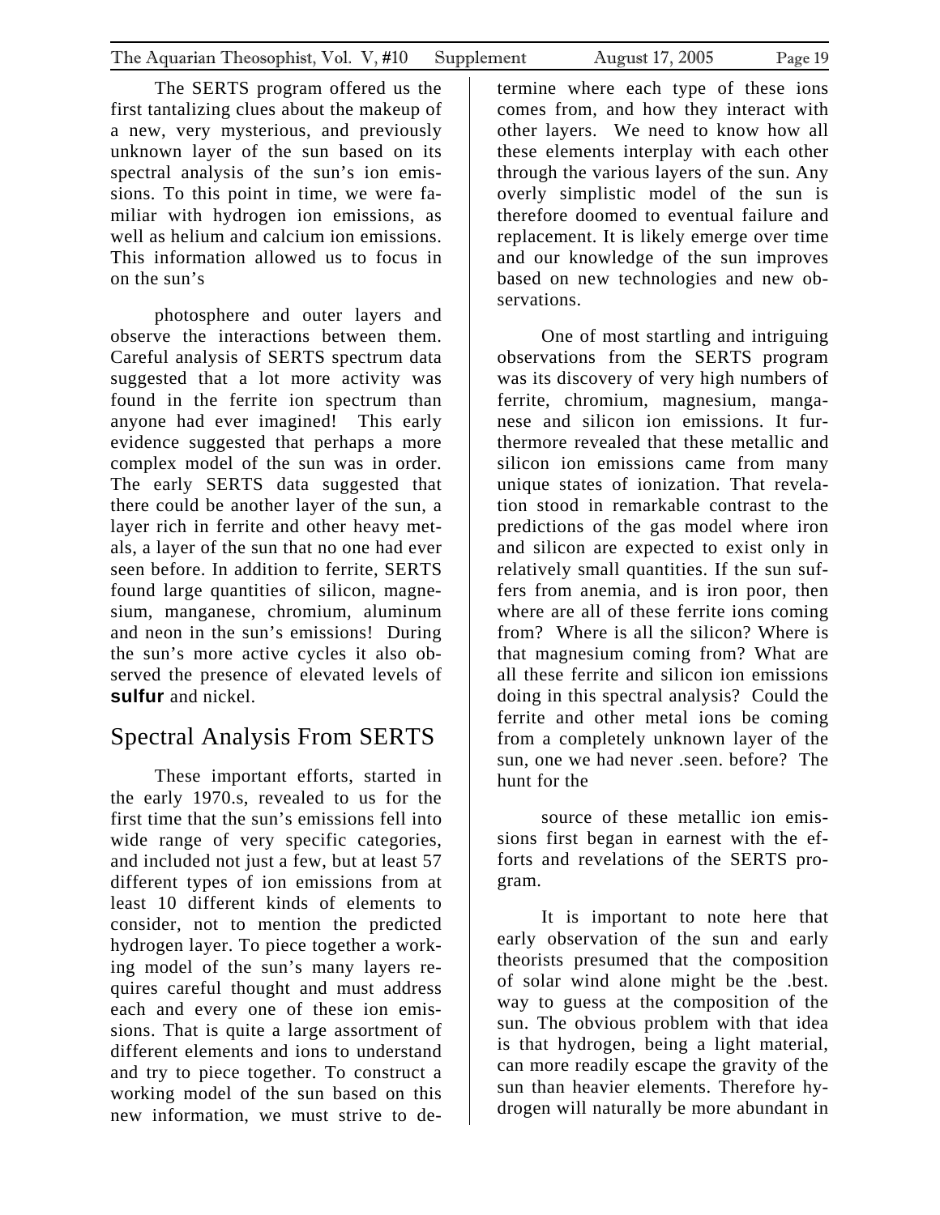The SERTS program offered us the first tantalizing clues about the makeup of a new, very mysterious, and previously unknown layer of the sun based on its spectral analysis of the sun's ion emissions. To this point in time, we were familiar with hydrogen ion emissions, as well as helium and calcium ion emissions. This information allowed us to focus in on the sun's

photosphere and outer layers and observe the interactions between them. Careful analysis of SERTS spectrum data suggested that a lot more activity was found in the ferrite ion spectrum than anyone had ever imagined! This early evidence suggested that perhaps a more complex model of the sun was in order. The early SERTS data suggested that there could be another layer of the sun, a layer rich in ferrite and other heavy metals, a layer of the sun that no one had ever seen before. In addition to ferrite, SERTS found large quantities of silicon, magnesium, manganese, chromium, aluminum and neon in the sun's emissions! During the sun's more active cycles it also observed the presence of elevated levels of **sulfur** and nickel.

## Spectral Analysis From SERTS

These important efforts, started in the early 1970.s, revealed to us for the first time that the sun's emissions fell into wide range of very specific categories, and included not just a few, but at least 57 different types of ion emissions from at least 10 different kinds of elements to consider, not to mention the predicted hydrogen layer. To piece together a working model of the sun's many layers requires careful thought and must address each and every one of these ion emissions. That is quite a large assortment of different elements and ions to understand and try to piece together. To construct a working model of the sun based on this new information, we must strive to determine where each type of these ions comes from, and how they interact with other layers. We need to know how all these elements interplay with each other through the various layers of the sun. Any overly simplistic model of the sun is therefore doomed to eventual failure and replacement. It is likely emerge over time and our knowledge of the sun improves based on new technologies and new observations.

One of most startling and intriguing observations from the SERTS program was its discovery of very high numbers of ferrite, chromium, magnesium, manganese and silicon ion emissions. It furthermore revealed that these metallic and silicon ion emissions came from many unique states of ionization. That revelation stood in remarkable contrast to the predictions of the gas model where iron and silicon are expected to exist only in relatively small quantities. If the sun suffers from anemia, and is iron poor, then where are all of these ferrite ions coming from? Where is all the silicon? Where is that magnesium coming from? What are all these ferrite and silicon ion emissions doing in this spectral analysis? Could the ferrite and other metal ions be coming from a completely unknown layer of the sun, one we had never .seen. before? The hunt for the

source of these metallic ion emissions first began in earnest with the efforts and revelations of the SERTS program.

It is important to note here that early observation of the sun and early theorists presumed that the composition of solar wind alone might be the .best. way to guess at the composition of the sun. The obvious problem with that idea is that hydrogen, being a light material, can more readily escape the gravity of the sun than heavier elements. Therefore hydrogen will naturally be more abundant in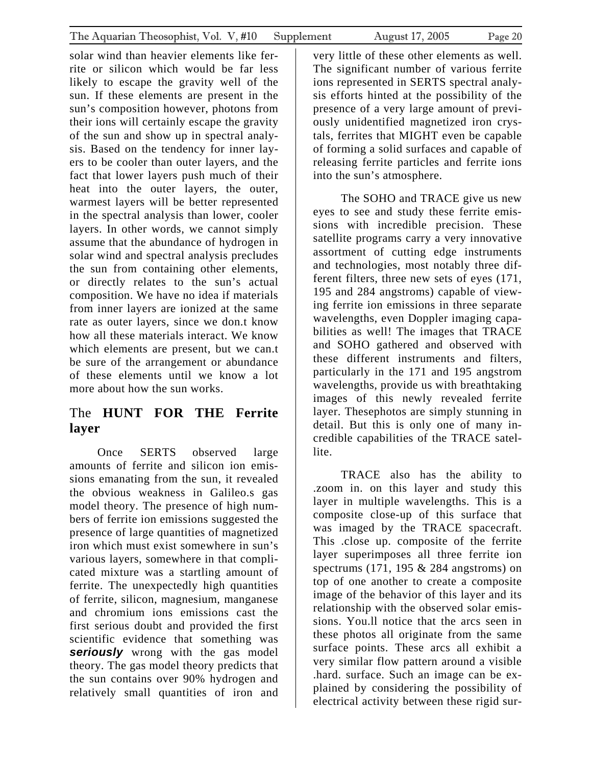solar wind than heavier elements like ferrite or silicon which would be far less likely to escape the gravity well of the sun. If these elements are present in the sun's composition however, photons from their ions will certainly escape the gravity of the sun and show up in spectral analysis. Based on the tendency for inner layers to be cooler than outer layers, and the fact that lower layers push much of their heat into the outer layers, the outer, warmest layers will be better represented in the spectral analysis than lower, cooler layers. In other words, we cannot simply assume that the abundance of hydrogen in solar wind and spectral analysis precludes the sun from containing other elements, or directly relates to the sun's actual composition. We have no idea if materials from inner layers are ionized at the same rate as outer layers, since we don.t know how all these materials interact. We know which elements are present, but we can.t be sure of the arrangement or abundance of these elements until we know a lot more about how the sun works.

## The **HUNT FOR THE Ferrite layer**

Once SERTS observed large amounts of ferrite and silicon ion emissions emanating from the sun, it revealed the obvious weakness in Galileo.s gas model theory. The presence of high numbers of ferrite ion emissions suggested the presence of large quantities of magnetized iron which must exist somewhere in sun's various layers, somewhere in that complicated mixture was a startling amount of ferrite. The unexpectedly high quantities of ferrite, silicon, magnesium, manganese and chromium ions emissions cast the first serious doubt and provided the first scientific evidence that something was ***seriously*** wrong with the gas model theory. The gas model theory predicts that the sun contains over 90% hydrogen and relatively small quantities of iron and very little of these other elements as well. The significant number of various ferrite ions represented in SERTS spectral analysis efforts hinted at the possibility of the presence of a very large amount of previously unidentified magnetized iron crystals, ferrites that MIGHT even be capable of forming a solid surfaces and capable of releasing ferrite particles and ferrite ions into the sun's atmosphere.

The SOHO and TRACE give us new eyes to see and study these ferrite emissions with incredible precision. These satellite programs carry a very innovative assortment of cutting edge instruments and technologies, most notably three different filters, three new sets of eyes (171, 195 and 284 angstroms) capable of viewing ferrite ion emissions in three separate wavelengths, even Doppler imaging capabilities as well! The images that TRACE and SOHO gathered and observed with these different instruments and filters, particularly in the 171 and 195 angstrom wavelengths, provide us with breathtaking images of this newly revealed ferrite layer. Thesephotos are simply stunning in detail. But this is only one of many incredible capabilities of the TRACE satellite.

TRACE also has the ability to .zoom in. on this layer and study this layer in multiple wavelengths. This is a composite close-up of this surface that was imaged by the TRACE spacecraft. This .close up. composite of the ferrite layer superimposes all three ferrite ion spectrums (171, 195 & 284 angstroms) on top of one another to create a composite image of the behavior of this layer and its relationship with the observed solar emissions. You.ll notice that the arcs seen in these photos all originate from the same surface points. These arcs all exhibit a very similar flow pattern around a visible .hard. surface. Such an image can be explained by considering the possibility of electrical activity between these rigid sur-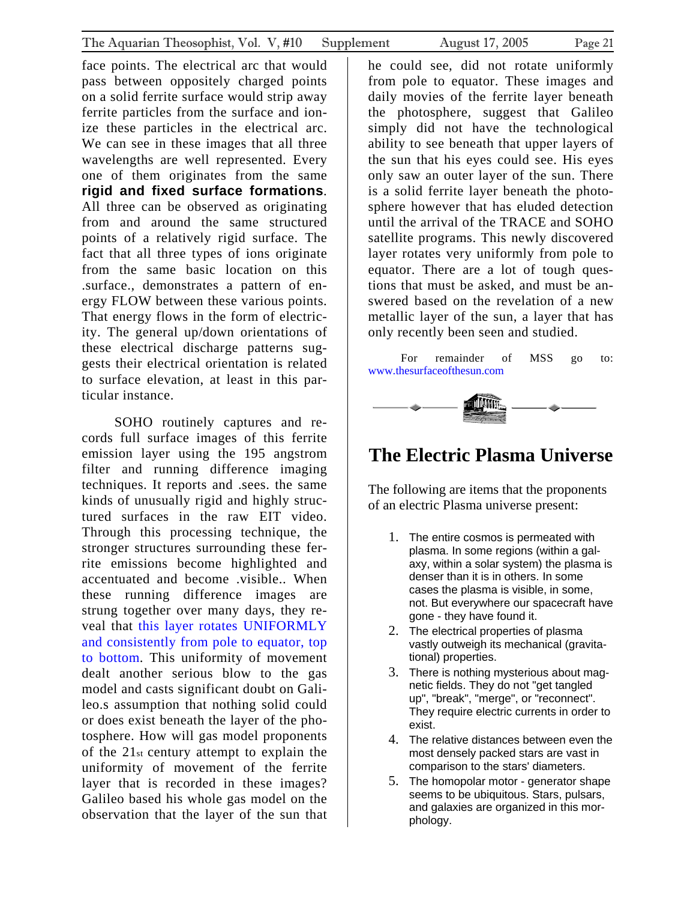face points. The electrical arc that would pass between oppositely charged points on a solid ferrite surface would strip away ferrite particles from the surface and ionize these particles in the electrical arc. We can see in these images that all three wavelengths are well represented. Every one of them originates from the same **rigid and fixed surface formations**. All three can be observed as originating from and around the same structured points of a relatively rigid surface. The fact that all three types of ions originate from the same basic location on this .surface., demonstrates a pattern of energy FLOW between these various points. That energy flows in the form of electricity. The general up/down orientations of these electrical discharge patterns suggests their electrical orientation is related to surface elevation, at least in this particular instance.

SOHO routinely captures and records full surface images of this ferrite emission layer using the 195 angstrom filter and running difference imaging techniques. It reports and .sees. the same kinds of unusually rigid and highly structured surfaces in the raw EIT video. Through this processing technique, the stronger structures surrounding these ferrite emissions become highlighted and accentuated and become .visible.. When these running difference images are strung together over many days, they reveal that this layer rotates UNIFORMLY and consistently from pole to equator, top to bottom. This uniformity of movement dealt another serious blow to the gas model and casts significant doubt on Galileo.s assumption that nothing solid could or does exist beneath the layer of the photosphere. How will gas model proponents of the 21st century attempt to explain the uniformity of movement of the ferrite layer that is recorded in these images? Galileo based his whole gas model on the observation that the layer of the sun that he could see, did not rotate uniformly from pole to equator. These images and daily movies of the ferrite layer beneath the photosphere, suggest that Galileo simply did not have the technological ability to see beneath that upper layers of the sun that his eyes could see. His eyes only saw an outer layer of the sun. There is a solid ferrite layer beneath the photosphere however that has eluded detection until the arrival of the TRACE and SOHO satellite programs. This newly discovered layer rotates very uniformly from pole to equator. There are a lot of tough questions that must be asked, and must be answered based on the revelation of a new metallic layer of the sun, a layer that has only recently been seen and studied.

For remainder of MSS go to: www.thesurfaceofthesun.com

## The Electric Plasma Universe

The following are items that the proponents of an electric Plasma universe present:

1. The entire cosmos is permeated with plasma. In some regions (within a galaxy, within a solar system) the plasma is denser than it is in others. In some cases the plasma is visible, in some, not. But everywhere our spacecraft have gone - they have found it.
2. The electrical properties of plasma vastly outweigh its mechanical (gravitational) properties.
3. There is nothing mysterious about magnetic fields. They do not "get tangled up", "break", "merge", or "reconnect". They require electric currents in order to exist.
4. The relative distances between even the most densely packed stars are vast in comparison to the stars' diameters.
5. The homopolar motor - generator shape seems to be ubiquitous. Stars, pulsars, and galaxies are organized in this morphology.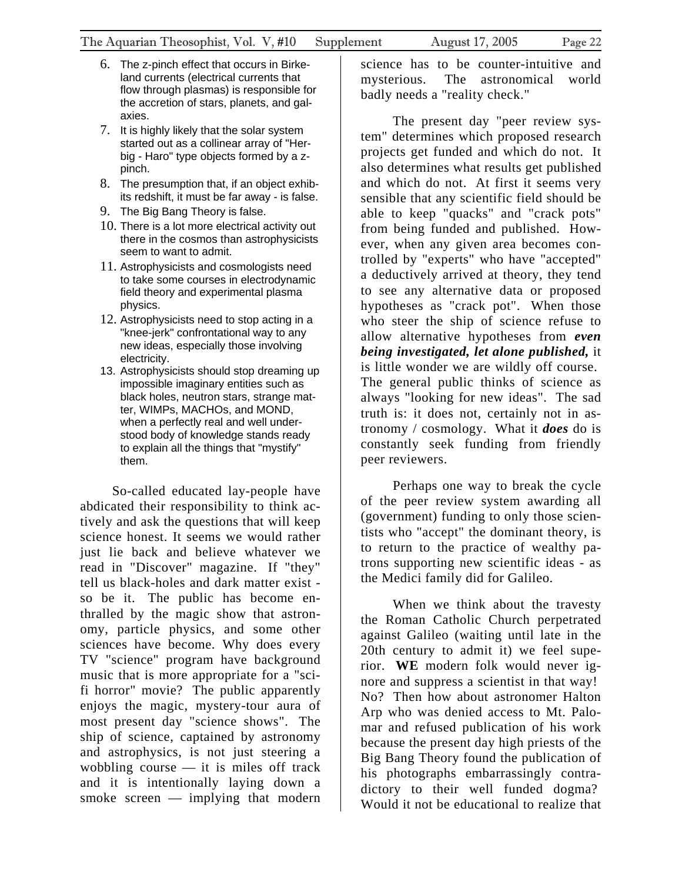6. The z-pinch effect that occurs in Birkeland currents (electrical currents that flow through plasmas) is responsible for the accretion of stars, planets, and galaxies.
7. It is highly likely that the solar system started out as a collinear array of "Herbig - Haro" type objects formed by a z-pinch.
8. The presumption that, if an object exhibits redshift, it must be far away - is false.
9. The Big Bang Theory is false.
10. There is a lot more electrical activity out there in the cosmos than astrophysicists seem to want to admit.
11. Astrophysicists and cosmologists need to take some courses in electrodynamic field theory and experimental plasma physics.
12. Astrophysicists need to stop acting in a "knee-jerk" confrontational way to any new ideas, especially those involving electricity.
13. Astrophysicists should stop dreaming up impossible imaginary entities such as black holes, neutron stars, strange matter, WIMPs, MACHOs, and MOND, when a perfectly real and well understood body of knowledge stands ready to explain all the things that "mystify" them.

So-called educated lay-people have abdicated their responsibility to think actively and ask the questions that will keep science honest. It seems we would rather just lie back and believe whatever we read in "Discover" magazine. If "they" tell us black-holes and dark matter exist - so be it. The public has become enthralled by the magic show that astronomy, particle physics, and some other sciences have become. Why does every TV "science" program have background music that is more appropriate for a "sci-fi horror" movie? The public apparently enjoys the magic, mystery-tour aura of most present day "science shows". The ship of science, captained by astronomy and astrophysics, is not just steering a wobbling course — it is miles off track and it is intentionally laying down a smoke screen — implying that modern science has to be counter-intuitive and mysterious. The astronomical world badly needs a "reality check."

The present day "peer review system" determines which proposed research projects get funded and which do not. It also determines what results get published and which do not. At first it seems very sensible that any scientific field should be able to keep "quacks" and "crack pots" from being funded and published. However, when any given area becomes controlled by "experts" who have "accepted" a deductively arrived at theory, they tend to see any alternative data or proposed hypotheses as "crack pot". When those who steer the ship of science refuse to allow alternative hypotheses from ***even being investigated, let alone published,*** it is little wonder we are wildly off course. The general public thinks of science as always "looking for new ideas". The sad truth is: it does not, certainly not in astronomy / cosmology. What it ***does*** do is constantly seek funding from friendly peer reviewers.

Perhaps one way to break the cycle of the peer review system awarding all (government) funding to only those scientists who "accept" the dominant theory, is to return to the practice of wealthy patrons supporting new scientific ideas - as the Medici family did for Galileo.

When we think about the travesty the Roman Catholic Church perpetrated against Galileo (waiting until late in the 20th century to admit it) we feel superior. **WE** modern folk would never ignore and suppress a scientist in that way! No? Then how about astronomer Halton Arp who was denied access to Mt. Palomar and refused publication of his work because the present day high priests of the Big Bang Theory found the publication of his photographs embarrassingly contradictory to their well funded dogma? Would it not be educational to realize that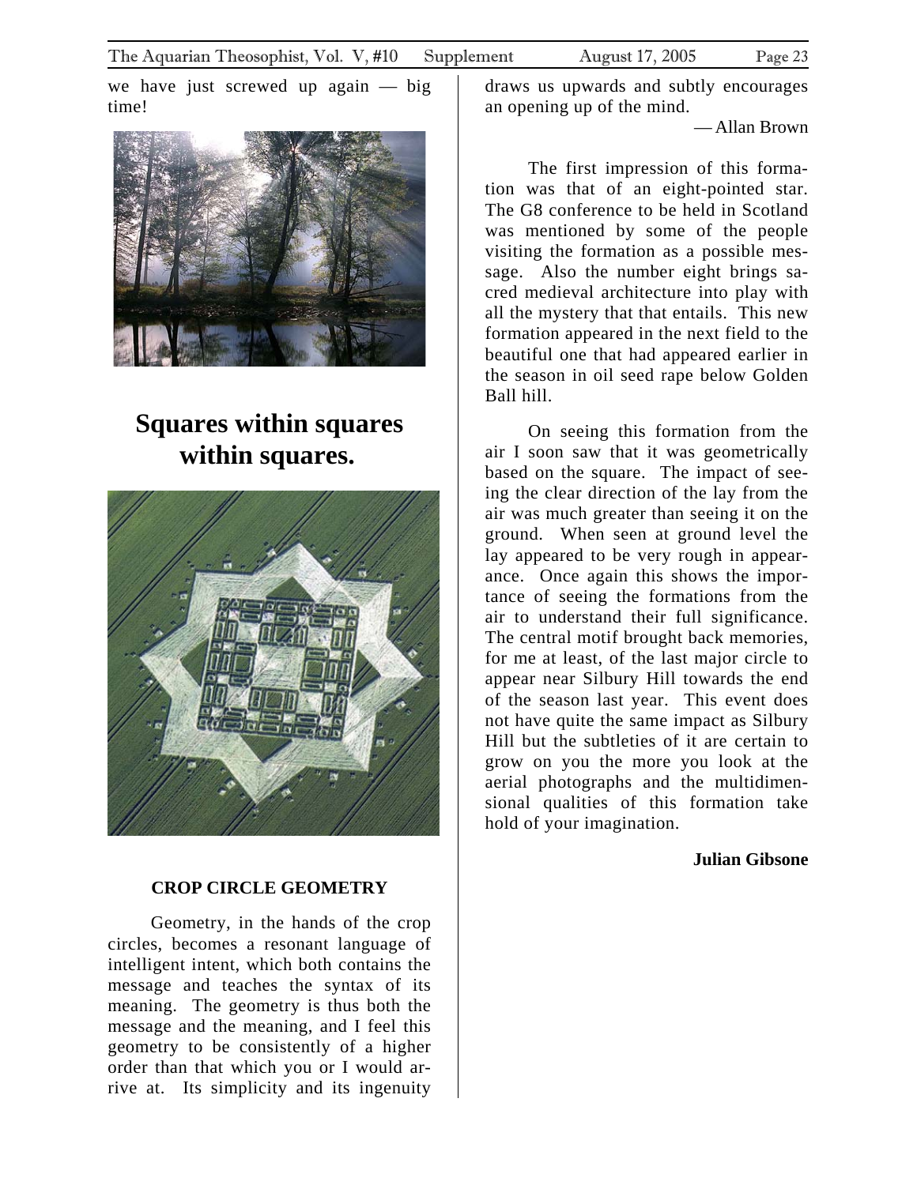we have just screwed up again — big time!

## Squares within squares within squares.

**CROP CIRCLE GEOMETRY**

Geometry, in the hands of the crop circles, becomes a resonant language of intelligent intent, which both contains the message and teaches the syntax of its meaning. The geometry is thus both the message and the meaning, and I feel this geometry to be consistently of a higher order than that which you or I would arrive at. Its simplicity and its ingenuity draws us upwards and subtly encourages an opening up of the mind.

— Allan Brown

The first impression of this formation was that of an eight-pointed star. The G8 conference to be held in Scotland was mentioned by some of the people visiting the formation as a possible message. Also the number eight brings sacred medieval architecture into play with all the mystery that that entails. This new formation appeared in the next field to the beautiful one that had appeared earlier in the season in oil seed rape below Golden Ball hill.

On seeing this formation from the air I soon saw that it was geometrically based on the square. The impact of seeing the clear direction of the lay from the air was much greater than seeing it on the ground. When seen at ground level the lay appeared to be very rough in appearance. Once again this shows the importance of seeing the formations from the air to understand their full significance. The central motif brought back memories, for me at least, of the last major circle to appear near Silbury Hill towards the end of the season last year. This event does not have quite the same impact as Silbury Hill but the subtleties of it are certain to grow on you the more you look at the aerial photographs and the multidimensional qualities of this formation take hold of your imagination.

**Julian Gibsone**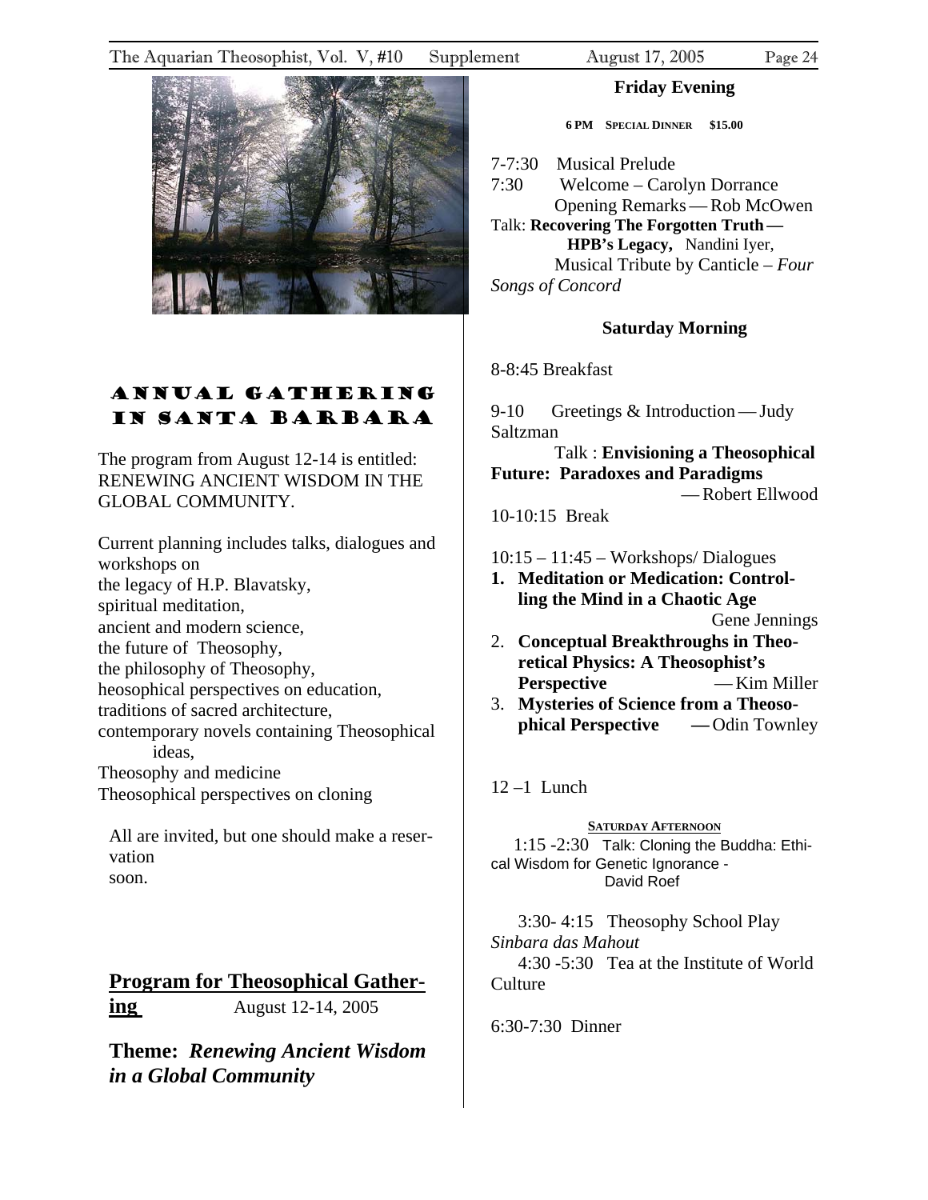# Annual Gathering in Santa Barbara

The program from August 12-14 is entitled: RENEWING ANCIENT WISDOM IN THE GLOBAL COMMUNITY.

Current planning includes talks, dialogues and workshops on
the legacy of H.P. Blavatsky,
spiritual meditation,
ancient and modern science,
the future of Theosophy,
the philosophy of Theosophy,
heosophical perspectives on education,
traditions of sacred architecture,
contemporary novels containing Theosophical ideas,
Theosophy and medicine
Theosophical perspectives on cloning

All are invited, but one should make a reservation soon.

## Program for Theosophical Gathering August 12-14, 2005

## Theme: *Renewing Ancient Wisdom in a Global Community*

### Friday Evening

**6 PM SPECIAL DINNER $15.00**

7-7:30 Musical Prelude
7:30 Welcome – Carolyn Dorrance
Opening Remarks — Rob McOwen
Talk: **Recovering The Forgotten Truth — HPB's Legacy,** Nandini Iyer,
Musical Tribute by Canticle – *Four Songs of Concord*

### Saturday Morning

8-8:45 Breakfast

9-10 Greetings & Introduction — Judy Saltzman
Talk : **Envisioning a Theosophical Future: Paradoxes and Paradigms** — Robert Ellwood

10-10:15 Break

10:15 – 11:45 – Workshops/ Dialogues

1. **Meditation or Medication: Controlling the Mind in a Chaotic Age** Gene Jennings
2. **Conceptual Breakthroughs in Theoretical Physics: A Theosophist's Perspective** — Kim Miller
3. **Mysteries of Science from a Theosophical Perspective** — Odin Townley

12 –1 Lunch

**SATURDAY AFTERNOON**

1:15 -2:30 Talk: Cloning the Buddha: Ethical Wisdom for Genetic Ignorance - David Roef

3:30- 4:15 Theosophy School Play *Sinbara das Mahout*
4:30 -5:30 Tea at the Institute of World Culture

6:30-7:30 Dinner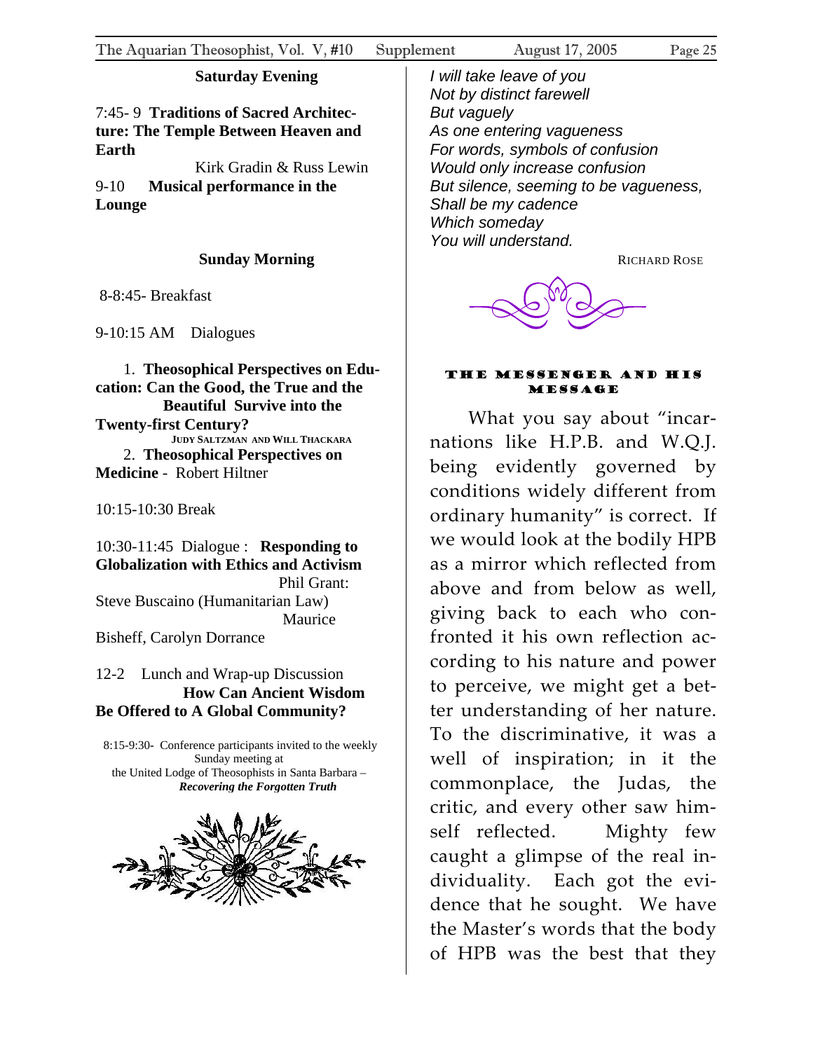**Saturday Evening**

7:45- 9 **Traditions of Sacred Architecture: The Temple Between Heaven and Earth**

Kirk Gradin & Russ Lewin

9-10 **Musical performance in the Lounge**

**Sunday Morning**

8-8:45- Breakfast

9-10:15 AM Dialogues

1. **Theosophical Perspectives on Education: Can the Good, the True and the Beautiful Survive into the Twenty-first Century?**
JUDY SALTZMAN AND WILL THACKARA
2. **Theosophical Perspectives on Medicine** - Robert Hiltner

10:15-10:30 Break

10:30-11:45 Dialogue : **Responding to Globalization with Ethics and Activism**

Phil Grant: Steve Buscaino (Humanitarian Law) Maurice Bisheff, Carolyn Dorrance

12-2 Lunch and Wrap-up Discussion **How Can Ancient Wisdom Be Offered to A Global Community?**

8:15-9:30- Conference participants invited to the weekly Sunday meeting at the United Lodge of Theosophists in Santa Barbara – ***Recovering the Forgotten Truth***

*I will take leave of you*
*Not by distinct farewell*
*But vaguely*
*As one entering vagueness*
*For words, symbols of confusion*
*Would only increase confusion*
*But silence, seeming to be vagueness,*
*Shall be my cadence*
*Which someday*
*You will understand.*

RICHARD ROSE

## THE MESSENGER AND HIS MESSAGE

What you say about "incarnations like H.P.B. and W.Q.J. being evidently governed by conditions widely different from ordinary humanity" is correct. If we would look at the bodily HPB as a mirror which reflected from above and from below as well, giving back to each who confronted it his own reflection according to his nature and power to perceive, we might get a better understanding of her nature. To the discriminative, it was a well of inspiration; in it the commonplace, the Judas, the critic, and every other saw himself reflected. Mighty few caught a glimpse of the real individuality. Each got the evidence that he sought. We have the Master's words that the body of HPB was the best that they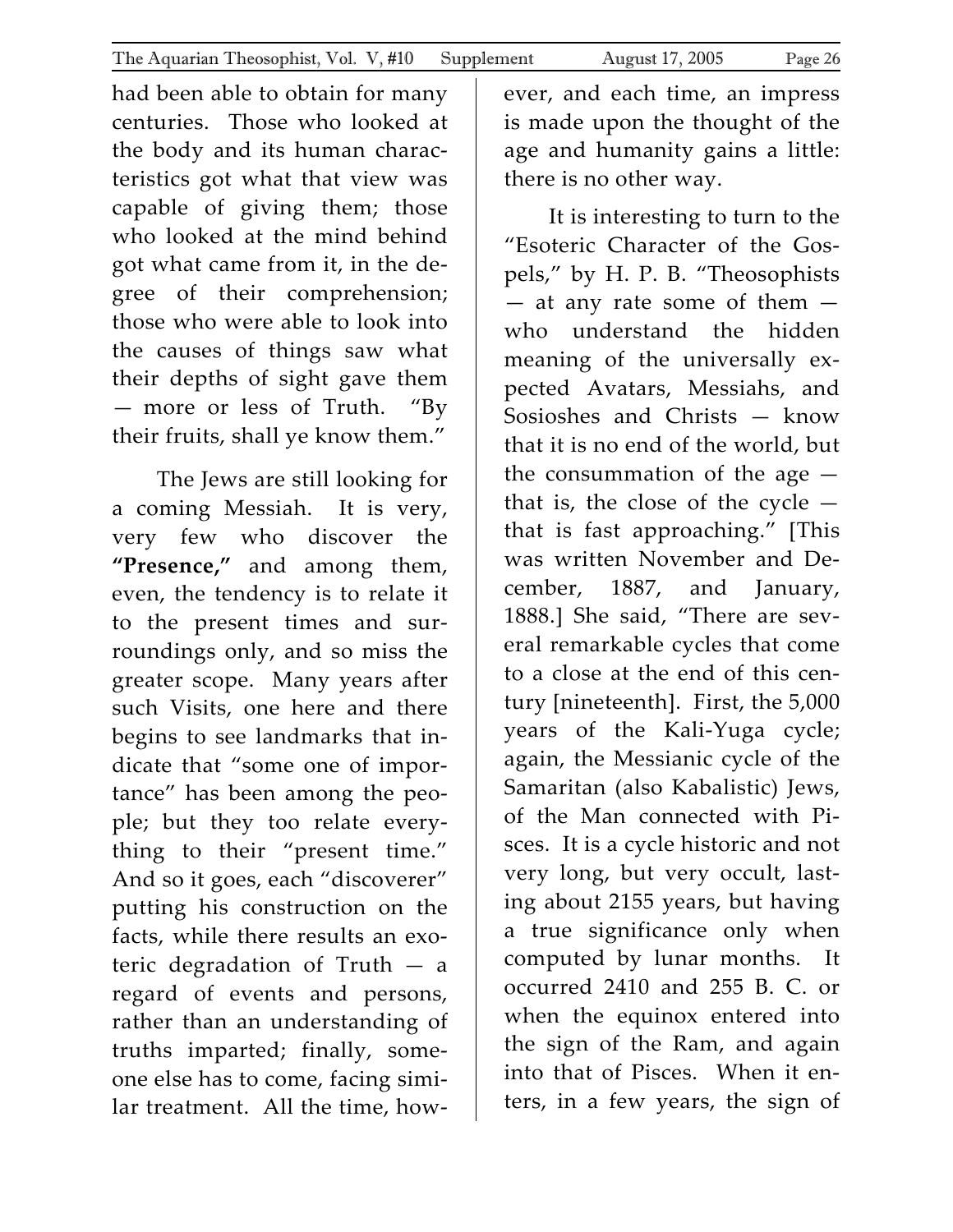had been able to obtain for many centuries. Those who looked at the body and its human characteristics got what that view was capable of giving them; those who looked at the mind behind got what came from it, in the degree of their comprehension; those who were able to look into the causes of things saw what their depths of sight gave them — more or less of Truth. "By their fruits, shall ye know them."

The Jews are still looking for a coming Messiah. It is very, very few who discover the **"Presence,"** and among them, even, the tendency is to relate it to the present times and surroundings only, and so miss the greater scope. Many years after such Visits, one here and there begins to see landmarks that indicate that "some one of importance" has been among the people; but they too relate everything to their "present time." And so it goes, each "discoverer" putting his construction on the facts, while there results an exoteric degradation of Truth — a regard of events and persons, rather than an understanding of truths imparted; finally, someone else has to come, facing similar treatment. All the time, however, and each time, an impress is made upon the thought of the age and humanity gains a little: there is no other way.

It is interesting to turn to the "Esoteric Character of the Gospels," by H. P. B. "Theosophists — at any rate some of them — who understand the hidden meaning of the universally expected Avatars, Messiahs, and Sosioshes and Christs — know that it is no end of the world, but the consummation of the age — that is, the close of the cycle — that is fast approaching." [This was written November and December, 1887, and January, 1888.] She said, "There are several remarkable cycles that come to a close at the end of this century [nineteenth]. First, the 5,000 years of the Kali-Yuga cycle; again, the Messianic cycle of the Samaritan (also Kabalistic) Jews, of the Man connected with Pisces. It is a cycle historic and not very long, but very occult, lasting about 2155 years, but having a true significance only when computed by lunar months. It occurred 2410 and 255 B. C. or when the equinox entered into the sign of the Ram, and again into that of Pisces. When it enters, in a few years, the sign of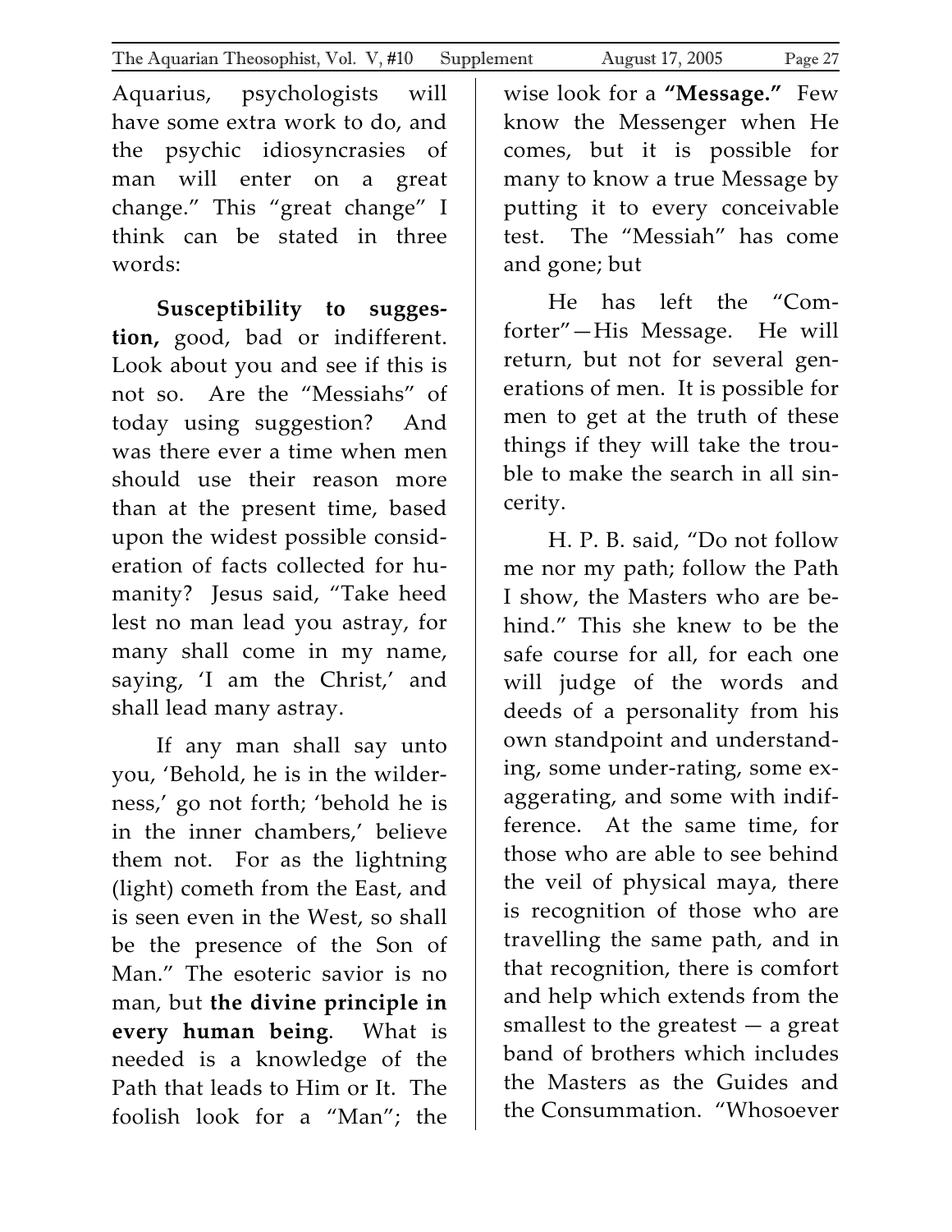Aquarius, psychologists will have some extra work to do, and the psychic idiosyncrasies of man will enter on a great change." This "great change" I think can be stated in three words:

**Susceptibility to suggestion,** good, bad or indifferent. Look about you and see if this is not so. Are the "Messiahs" of today using suggestion? And was there ever a time when men should use their reason more than at the present time, based upon the widest possible consideration of facts collected for humanity? Jesus said, "Take heed lest no man lead you astray, for many shall come in my name, saying, 'I am the Christ,' and shall lead many astray.

If any man shall say unto you, 'Behold, he is in the wilderness,' go not forth; 'behold he is in the inner chambers,' believe them not. For as the lightning (light) cometh from the East, and is seen even in the West, so shall be the presence of the Son of Man." The esoteric savior is no man, but **the divine principle in every human being**. What is needed is a knowledge of the Path that leads to Him or It. The foolish look for a "Man"; the wise look for a **"Message."** Few know the Messenger when He comes, but it is possible for many to know a true Message by putting it to every conceivable test. The "Messiah" has come and gone; but

He has left the "Comforter"—His Message. He will return, but not for several generations of men. It is possible for men to get at the truth of these things if they will take the trouble to make the search in all sincerity.

H. P. B. said, "Do not follow me nor my path; follow the Path I show, the Masters who are behind." This she knew to be the safe course for all, for each one will judge of the words and deeds of a personality from his own standpoint and understanding, some under-rating, some exaggerating, and some with indifference. At the same time, for those who are able to see behind the veil of physical maya, there is recognition of those who are travelling the same path, and in that recognition, there is comfort and help which extends from the smallest to the greatest — a great band of brothers which includes the Masters as the Guides and the Consummation. "Whosoever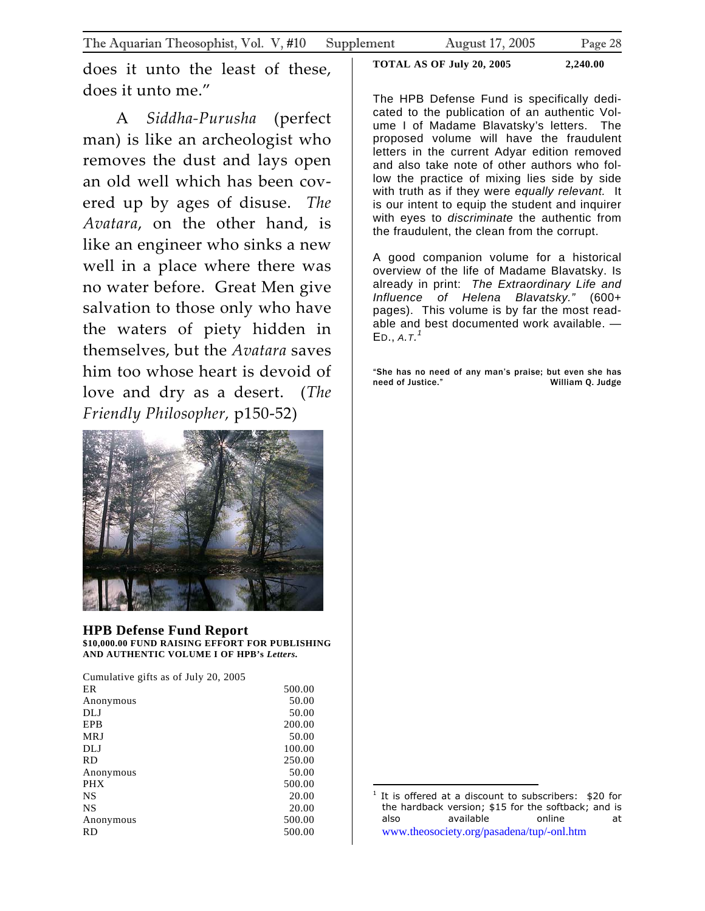does it unto the least of these, does it unto me."

A *Siddha-Purusha* (perfect man) is like an archeologist who removes the dust and lays open an old well which has been covered up by ages of disuse. *The Avatara*, on the other hand, is like an engineer who sinks a new well in a place where there was no water before. Great Men give salvation to those only who have the waters of piety hidden in themselves, but the *Avatara* saves him too whose heart is devoid of love and dry as a desert. (*The Friendly Philosopher,* p150-52)

### HPB Defense Fund Report

**$10,000.00 FUND RAISING EFFORT FOR PUBLISHING AND AUTHENTIC VOLUME I OF HPB's *Letters.***

| Cumulative gifts as of July 20, 2005 | |
|---|---|
| ER | 500.00 |
| Anonymous | 50.00 |
| DLJ | 50.00 |
| EPB | 200.00 |
| MRJ | 50.00 |
| DLJ | 100.00 |
| RD | 250.00 |
| Anonymous | 50.00 |
| PHX | 500.00 |
| NS | 20.00 |
| NS | 20.00 |
| Anonymous | 500.00 |
| RD | 500.00 |
| **TOTAL AS OF July 20, 2005** | **2,240.00** |

The HPB Defense Fund is specifically dedicated to the publication of an authentic Volume I of Madame Blavatsky's letters. The proposed volume will have the fraudulent letters in the current Adyar edition removed and also take note of other authors who follow the practice of mixing lies side by side with truth as if they were *equally relevant.* It is our intent to equip the student and inquirer with eyes to *discriminate* the authentic from the fraudulent, the clean from the corrupt.

A good companion volume for a historical overview of the life of Madame Blavatsky. Is already in print: *The Extraordinary Life and Influence of Helena Blavatsky."* (600+ pages). This volume is by far the most readable and best documented work available. —ED., *A.T.*[1]

"She has no need of any man's praise; but even she has need of Justice." William Q. Judge

[1] It is offered at a discount to subscribers: $20 for the hardback version; $15 for the softback; and is also available online at www.theosociety.org/pasadena/tup/-onl.htm